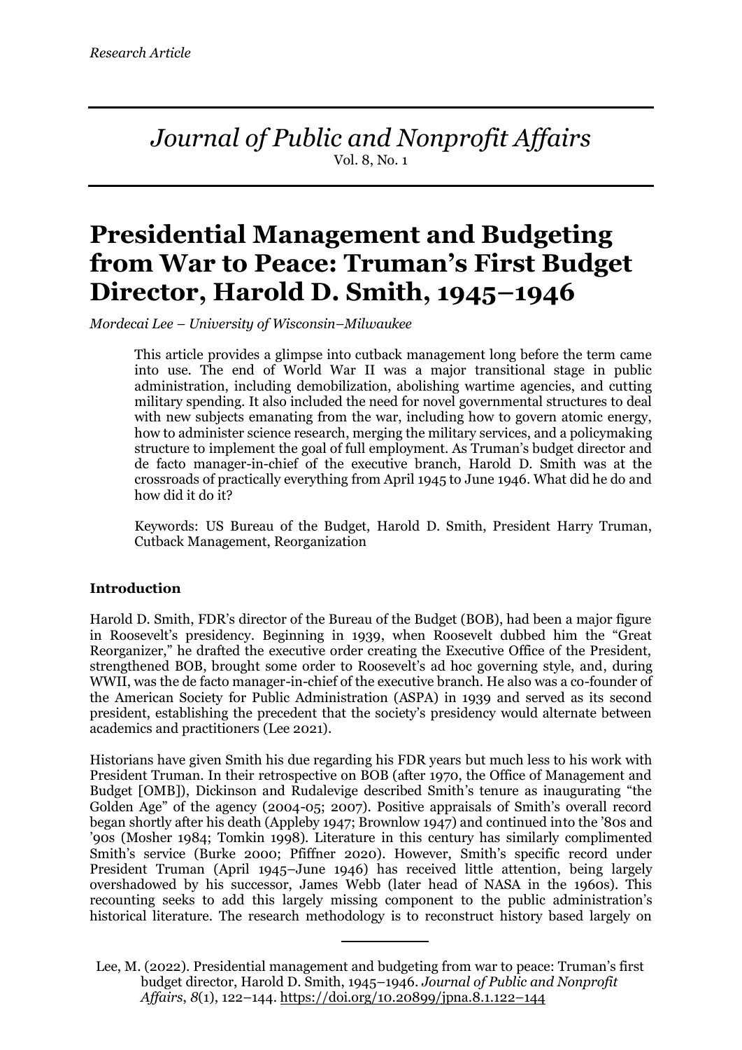*Research Article*

*Journal of Public and Nonprofit Affairs*
Vol. 8, No. 1

# Presidential Management and Budgeting from War to Peace: Truman's First Budget Director, Harold D. Smith, 1945–1946

*Mordecai Lee – University of Wisconsin–Milwaukee*

> This article provides a glimpse into cutback management long before the term came into use. The end of World War II was a major transitional stage in public administration, including demobilization, abolishing wartime agencies, and cutting military spending. It also included the need for novel governmental structures to deal with new subjects emanating from the war, including how to govern atomic energy, how to administer science research, merging the military services, and a policymaking structure to implement the goal of full employment. As Truman's budget director and de facto manager-in-chief of the executive branch, Harold D. Smith was at the crossroads of practically everything from April 1945 to June 1946. What did he do and how did it do it?
>
> Keywords: US Bureau of the Budget, Harold D. Smith, President Harry Truman, Cutback Management, Reorganization

### Introduction

Harold D. Smith, FDR's director of the Bureau of the Budget (BOB), had been a major figure in Roosevelt's presidency. Beginning in 1939, when Roosevelt dubbed him the "Great Reorganizer," he drafted the executive order creating the Executive Office of the President, strengthened BOB, brought some order to Roosevelt's ad hoc governing style, and, during WWII, was the de facto manager-in-chief of the executive branch. He also was a co-founder of the American Society for Public Administration (ASPA) in 1939 and served as its second president, establishing the precedent that the society's presidency would alternate between academics and practitioners (Lee 2021).

Historians have given Smith his due regarding his FDR years but much less to his work with President Truman. In their retrospective on BOB (after 1970, the Office of Management and Budget [OMB]), Dickinson and Rudalevige described Smith's tenure as inaugurating "the Golden Age" of the agency (2004-05; 2007). Positive appraisals of Smith's overall record began shortly after his death (Appleby 1947; Brownlow 1947) and continued into the '80s and '90s (Mosher 1984; Tomkin 1998). Literature in this century has similarly complimented Smith's service (Burke 2000; Pfiffner 2020). However, Smith's specific record under President Truman (April 1945–June 1946) has received little attention, being largely overshadowed by his successor, James Webb (later head of NASA in the 1960s). This recounting seeks to add this largely missing component to the public administration's historical literature. The research methodology is to reconstruct history based largely on

---

Lee, M. (2022). Presidential management and budgeting from war to peace: Truman's first budget director, Harold D. Smith, 1945–1946. *Journal of Public and Nonprofit Affairs*, *8*(1), 122–144. https://doi.org/10.20899/jpna.8.1.122–144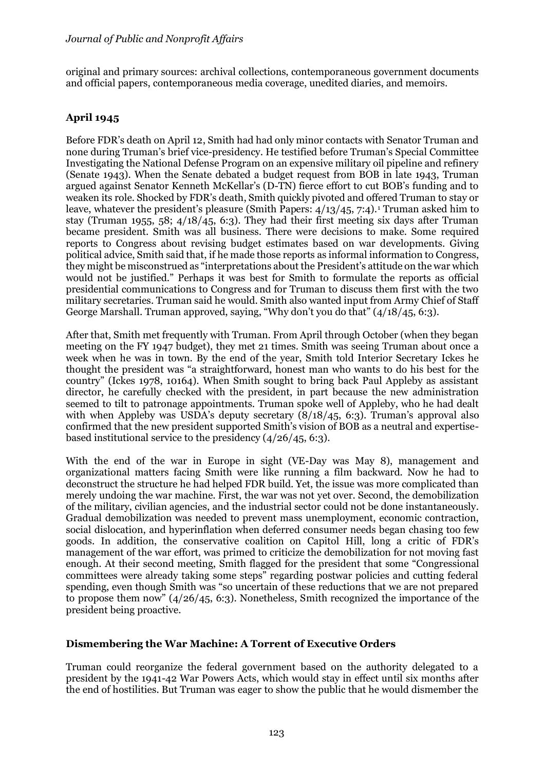original and primary sources: archival collections, contemporaneous government documents and official papers, contemporaneous media coverage, unedited diaries, and memoirs.

## April 1945

Before FDR's death on April 12, Smith had had only minor contacts with Senator Truman and none during Truman's brief vice-presidency. He testified before Truman's Special Committee Investigating the National Defense Program on an expensive military oil pipeline and refinery (Senate 1943). When the Senate debated a budget request from BOB in late 1943, Truman argued against Senator Kenneth McKellar's (D-TN) fierce effort to cut BOB's funding and to weaken its role. Shocked by FDR's death, Smith quickly pivoted and offered Truman to stay or leave, whatever the president's pleasure (Smith Papers: 4/13/45, 7:4).[1] Truman asked him to stay (Truman 1955, 58; 4/18/45, 6:3). They had their first meeting six days after Truman became president. Smith was all business. There were decisions to make. Some required reports to Congress about revising budget estimates based on war developments. Giving political advice, Smith said that, if he made those reports as informal information to Congress, they might be misconstrued as "interpretations about the President's attitude on the war which would not be justified." Perhaps it was best for Smith to formulate the reports as official presidential communications to Congress and for Truman to discuss them first with the two military secretaries. Truman said he would. Smith also wanted input from Army Chief of Staff George Marshall. Truman approved, saying, "Why don't you do that" (4/18/45, 6:3).

After that, Smith met frequently with Truman. From April through October (when they began meeting on the FY 1947 budget), they met 21 times. Smith was seeing Truman about once a week when he was in town. By the end of the year, Smith told Interior Secretary Ickes he thought the president was "a straightforward, honest man who wants to do his best for the country" (Ickes 1978, 10164). When Smith sought to bring back Paul Appleby as assistant director, he carefully checked with the president, in part because the new administration seemed to tilt to patronage appointments. Truman spoke well of Appleby, who he had dealt with when Appleby was USDA's deputy secretary (8/18/45, 6:3). Truman's approval also confirmed that the new president supported Smith's vision of BOB as a neutral and expertise-based institutional service to the presidency (4/26/45, 6:3).

With the end of the war in Europe in sight (VE-Day was May 8), management and organizational matters facing Smith were like running a film backward. Now he had to deconstruct the structure he had helped FDR build. Yet, the issue was more complicated than merely undoing the war machine. First, the war was not yet over. Second, the demobilization of the military, civilian agencies, and the industrial sector could not be done instantaneously. Gradual demobilization was needed to prevent mass unemployment, economic contraction, social dislocation, and hyperinflation when deferred consumer needs began chasing too few goods. In addition, the conservative coalition on Capitol Hill, long a critic of FDR's management of the war effort, was primed to criticize the demobilization for not moving fast enough. At their second meeting, Smith flagged for the president that some "Congressional committees were already taking some steps" regarding postwar policies and cutting federal spending, even though Smith was "so uncertain of these reductions that we are not prepared to propose them now" (4/26/45, 6:3). Nonetheless, Smith recognized the importance of the president being proactive.

## Dismembering the War Machine: A Torrent of Executive Orders

Truman could reorganize the federal government based on the authority delegated to a president by the 1941-42 War Powers Acts, which would stay in effect until six months after the end of hostilities. But Truman was eager to show the public that he would dismember the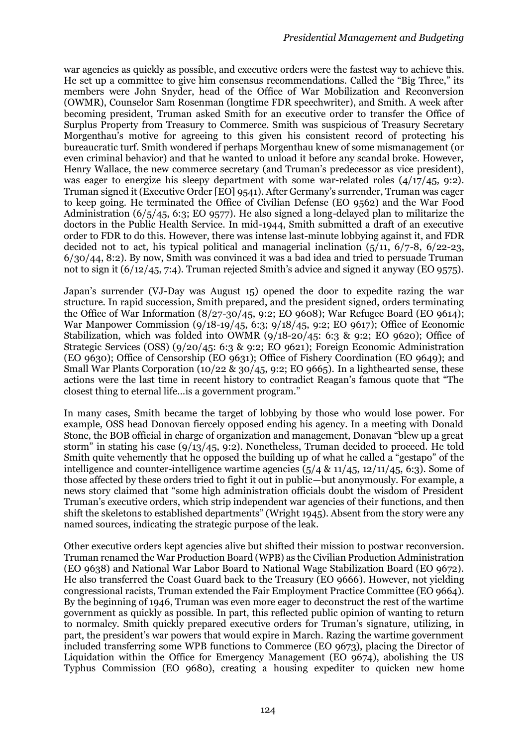war agencies as quickly as possible, and executive orders were the fastest way to achieve this. He set up a committee to give him consensus recommendations. Called the "Big Three," its members were John Snyder, head of the Office of War Mobilization and Reconversion (OWMR), Counselor Sam Rosenman (longtime FDR speechwriter), and Smith. A week after becoming president, Truman asked Smith for an executive order to transfer the Office of Surplus Property from Treasury to Commerce. Smith was suspicious of Treasury Secretary Morgenthau's motive for agreeing to this given his consistent record of protecting his bureaucratic turf. Smith wondered if perhaps Morgenthau knew of some mismanagement (or even criminal behavior) and that he wanted to unload it before any scandal broke. However, Henry Wallace, the new commerce secretary (and Truman's predecessor as vice president), was eager to energize his sleepy department with some war-related roles (4/17/45, 9:2). Truman signed it (Executive Order [EO] 9541). After Germany's surrender, Truman was eager to keep going. He terminated the Office of Civilian Defense (EO 9562) and the War Food Administration (6/5/45, 6:3; EO 9577). He also signed a long-delayed plan to militarize the doctors in the Public Health Service. In mid-1944, Smith submitted a draft of an executive order to FDR to do this. However, there was intense last-minute lobbying against it, and FDR decided not to act, his typical political and managerial inclination (5/11, 6/7-8, 6/22-23, 6/30/44, 8:2). By now, Smith was convinced it was a bad idea and tried to persuade Truman not to sign it (6/12/45, 7:4). Truman rejected Smith's advice and signed it anyway (EO 9575).

Japan's surrender (VJ-Day was August 15) opened the door to expedite razing the war structure. In rapid succession, Smith prepared, and the president signed, orders terminating the Office of War Information (8/27-30/45, 9:2; EO 9608); War Refugee Board (EO 9614); War Manpower Commission (9/18-19/45, 6:3; 9/18/45, 9:2; EO 9617); Office of Economic Stabilization, which was folded into OWMR (9/18-20/45: 6:3 & 9:2; EO 9620); Office of Strategic Services (OSS) (9/20/45: 6:3 & 9:2; EO 9621); Foreign Economic Administration (EO 9630); Office of Censorship (EO 9631); Office of Fishery Coordination (EO 9649); and Small War Plants Corporation (10/22 & 30/45, 9:2; EO 9665). In a lighthearted sense, these actions were the last time in recent history to contradict Reagan's famous quote that "The closest thing to eternal life…is a government program."

In many cases, Smith became the target of lobbying by those who would lose power. For example, OSS head Donovan fiercely opposed ending his agency. In a meeting with Donald Stone, the BOB official in charge of organization and management, Donavan "blew up a great storm" in stating his case (9/13/45, 9:2). Nonetheless, Truman decided to proceed. He told Smith quite vehemently that he opposed the building up of what he called a "gestapo" of the intelligence and counter-intelligence wartime agencies (5/4 & 11/45, 12/11/45, 6:3). Some of those affected by these orders tried to fight it out in public—but anonymously. For example, a news story claimed that "some high administration officials doubt the wisdom of President Truman's executive orders, which strip independent war agencies of their functions, and then shift the skeletons to established departments" (Wright 1945). Absent from the story were any named sources, indicating the strategic purpose of the leak.

Other executive orders kept agencies alive but shifted their mission to postwar reconversion. Truman renamed the War Production Board (WPB) as the Civilian Production Administration (EO 9638) and National War Labor Board to National Wage Stabilization Board (EO 9672). He also transferred the Coast Guard back to the Treasury (EO 9666). However, not yielding congressional racists, Truman extended the Fair Employment Practice Committee (EO 9664). By the beginning of 1946, Truman was even more eager to deconstruct the rest of the wartime government as quickly as possible. In part, this reflected public opinion of wanting to return to normalcy. Smith quickly prepared executive orders for Truman's signature, utilizing, in part, the president's war powers that would expire in March. Razing the wartime government included transferring some WPB functions to Commerce (EO 9673), placing the Director of Liquidation within the Office for Emergency Management (EO 9674), abolishing the US Typhus Commission (EO 9680), creating a housing expediter to quicken new home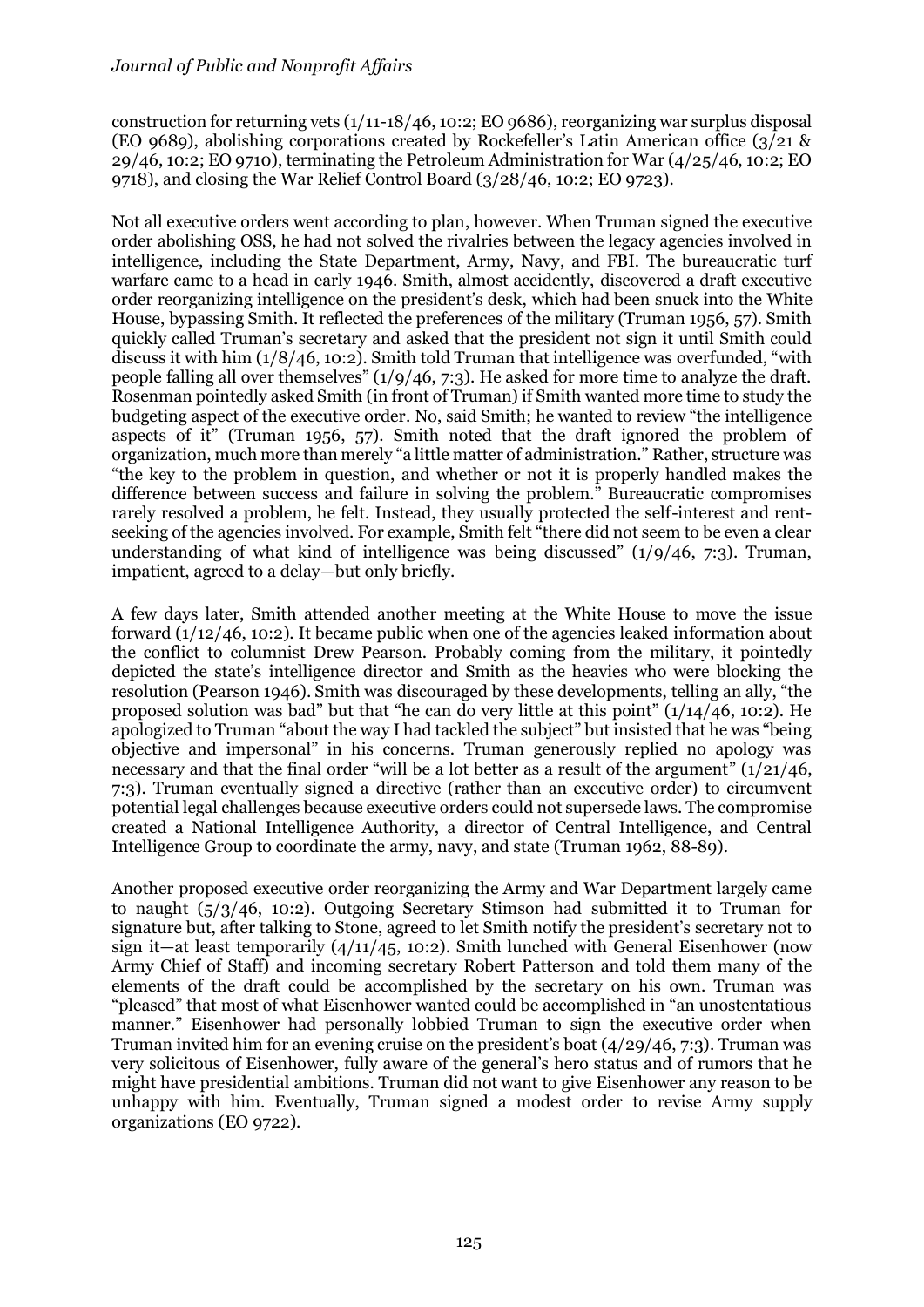construction for returning vets (1/11-18/46, 10:2; EO 9686), reorganizing war surplus disposal (EO 9689), abolishing corporations created by Rockefeller's Latin American office (3/21 & 29/46, 10:2; EO 9710), terminating the Petroleum Administration for War (4/25/46, 10:2; EO 9718), and closing the War Relief Control Board (3/28/46, 10:2; EO 9723).

Not all executive orders went according to plan, however. When Truman signed the executive order abolishing OSS, he had not solved the rivalries between the legacy agencies involved in intelligence, including the State Department, Army, Navy, and FBI. The bureaucratic turf warfare came to a head in early 1946. Smith, almost accidently, discovered a draft executive order reorganizing intelligence on the president's desk, which had been snuck into the White House, bypassing Smith. It reflected the preferences of the military (Truman 1956, 57). Smith quickly called Truman's secretary and asked that the president not sign it until Smith could discuss it with him (1/8/46, 10:2). Smith told Truman that intelligence was overfunded, "with people falling all over themselves" (1/9/46, 7:3). He asked for more time to analyze the draft. Rosenman pointedly asked Smith (in front of Truman) if Smith wanted more time to study the budgeting aspect of the executive order. No, said Smith; he wanted to review "the intelligence aspects of it" (Truman 1956, 57). Smith noted that the draft ignored the problem of organization, much more than merely "a little matter of administration." Rather, structure was "the key to the problem in question, and whether or not it is properly handled makes the difference between success and failure in solving the problem." Bureaucratic compromises rarely resolved a problem, he felt. Instead, they usually protected the self-interest and rent-seeking of the agencies involved. For example, Smith felt "there did not seem to be even a clear understanding of what kind of intelligence was being discussed" (1/9/46, 7:3). Truman, impatient, agreed to a delay—but only briefly.

A few days later, Smith attended another meeting at the White House to move the issue forward (1/12/46, 10:2). It became public when one of the agencies leaked information about the conflict to columnist Drew Pearson. Probably coming from the military, it pointedly depicted the state's intelligence director and Smith as the heavies who were blocking the resolution (Pearson 1946). Smith was discouraged by these developments, telling an ally, "the proposed solution was bad" but that "he can do very little at this point" (1/14/46, 10:2). He apologized to Truman "about the way I had tackled the subject" but insisted that he was "being objective and impersonal" in his concerns. Truman generously replied no apology was necessary and that the final order "will be a lot better as a result of the argument" (1/21/46, 7:3). Truman eventually signed a directive (rather than an executive order) to circumvent potential legal challenges because executive orders could not supersede laws. The compromise created a National Intelligence Authority, a director of Central Intelligence, and Central Intelligence Group to coordinate the army, navy, and state (Truman 1962, 88-89).

Another proposed executive order reorganizing the Army and War Department largely came to naught (5/3/46, 10:2). Outgoing Secretary Stimson had submitted it to Truman for signature but, after talking to Stone, agreed to let Smith notify the president's secretary not to sign it—at least temporarily (4/11/45, 10:2). Smith lunched with General Eisenhower (now Army Chief of Staff) and incoming secretary Robert Patterson and told them many of the elements of the draft could be accomplished by the secretary on his own. Truman was "pleased" that most of what Eisenhower wanted could be accomplished in "an unostentatious manner." Eisenhower had personally lobbied Truman to sign the executive order when Truman invited him for an evening cruise on the president's boat (4/29/46, 7:3). Truman was very solicitous of Eisenhower, fully aware of the general's hero status and of rumors that he might have presidential ambitions. Truman did not want to give Eisenhower any reason to be unhappy with him. Eventually, Truman signed a modest order to revise Army supply organizations (EO 9722).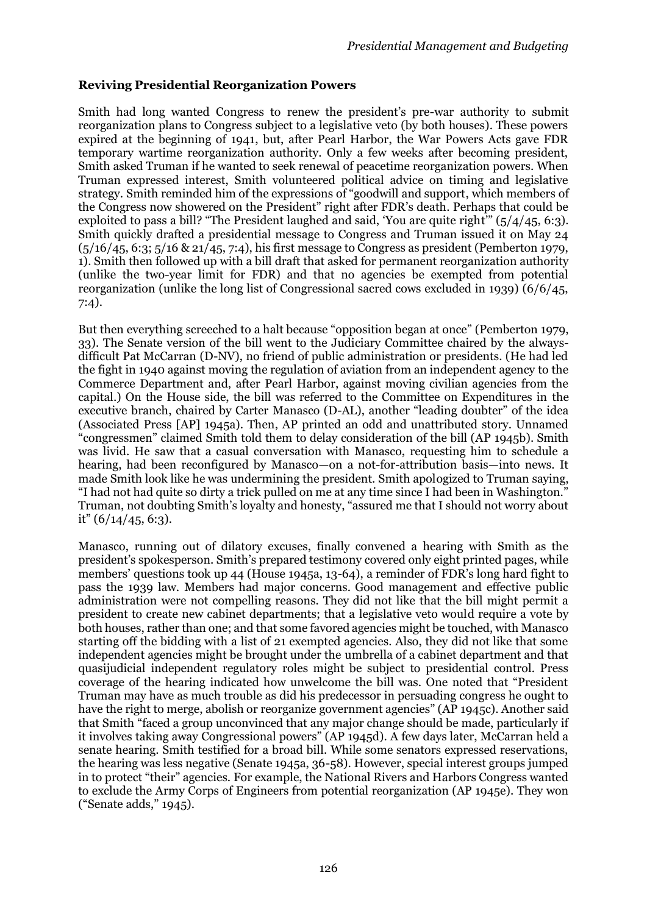## Reviving Presidential Reorganization Powers

Smith had long wanted Congress to renew the president's pre-war authority to submit reorganization plans to Congress subject to a legislative veto (by both houses). These powers expired at the beginning of 1941, but, after Pearl Harbor, the War Powers Acts gave FDR temporary wartime reorganization authority. Only a few weeks after becoming president, Smith asked Truman if he wanted to seek renewal of peacetime reorganization powers. When Truman expressed interest, Smith volunteered political advice on timing and legislative strategy. Smith reminded him of the expressions of "goodwill and support, which members of the Congress now showered on the President" right after FDR's death. Perhaps that could be exploited to pass a bill? "The President laughed and said, 'You are quite right'" (5/4/45, 6:3). Smith quickly drafted a presidential message to Congress and Truman issued it on May 24 (5/16/45, 6:3; 5/16 & 21/45, 7:4), his first message to Congress as president (Pemberton 1979, 1). Smith then followed up with a bill draft that asked for permanent reorganization authority (unlike the two-year limit for FDR) and that no agencies be exempted from potential reorganization (unlike the long list of Congressional sacred cows excluded in 1939) (6/6/45, 7:4).

But then everything screeched to a halt because "opposition began at once" (Pemberton 1979, 33). The Senate version of the bill went to the Judiciary Committee chaired by the always-difficult Pat McCarran (D-NV), no friend of public administration or presidents. (He had led the fight in 1940 against moving the regulation of aviation from an independent agency to the Commerce Department and, after Pearl Harbor, against moving civilian agencies from the capital.) On the House side, the bill was referred to the Committee on Expenditures in the executive branch, chaired by Carter Manasco (D-AL), another "leading doubter" of the idea (Associated Press [AP] 1945a). Then, AP printed an odd and unattributed story. Unnamed "congressmen" claimed Smith told them to delay consideration of the bill (AP 1945b). Smith was livid. He saw that a casual conversation with Manasco, requesting him to schedule a hearing, had been reconfigured by Manasco—on a not-for-attribution basis—into news. It made Smith look like he was undermining the president. Smith apologized to Truman saying, "I had not had quite so dirty a trick pulled on me at any time since I had been in Washington." Truman, not doubting Smith's loyalty and honesty, "assured me that I should not worry about it" (6/14/45, 6:3).

Manasco, running out of dilatory excuses, finally convened a hearing with Smith as the president's spokesperson. Smith's prepared testimony covered only eight printed pages, while members' questions took up 44 (House 1945a, 13-64), a reminder of FDR's long hard fight to pass the 1939 law. Members had major concerns. Good management and effective public administration were not compelling reasons. They did not like that the bill might permit a president to create new cabinet departments; that a legislative veto would require a vote by both houses, rather than one; and that some favored agencies might be touched, with Manasco starting off the bidding with a list of 21 exempted agencies. Also, they did not like that some independent agencies might be brought under the umbrella of a cabinet department and that quasijudicial independent regulatory roles might be subject to presidential control. Press coverage of the hearing indicated how unwelcome the bill was. One noted that "President Truman may have as much trouble as did his predecessor in persuading congress he ought to have the right to merge, abolish or reorganize government agencies" (AP 1945c). Another said that Smith "faced a group unconvinced that any major change should be made, particularly if it involves taking away Congressional powers" (AP 1945d). A few days later, McCarran held a senate hearing. Smith testified for a broad bill. While some senators expressed reservations, the hearing was less negative (Senate 1945a, 36-58). However, special interest groups jumped in to protect "their" agencies. For example, the National Rivers and Harbors Congress wanted to exclude the Army Corps of Engineers from potential reorganization (AP 1945e). They won ("Senate adds," 1945).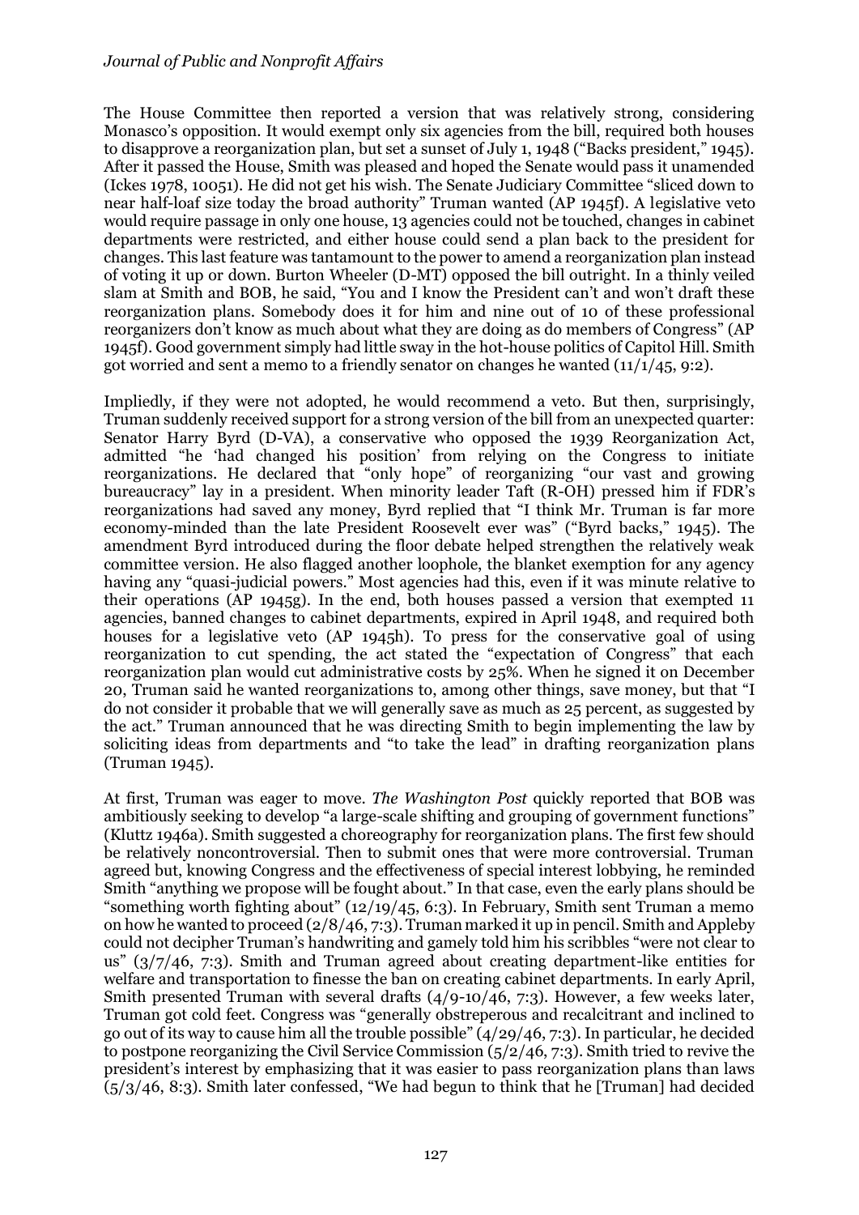The House Committee then reported a version that was relatively strong, considering Monasco's opposition. It would exempt only six agencies from the bill, required both houses to disapprove a reorganization plan, but set a sunset of July 1, 1948 ("Backs president," 1945). After it passed the House, Smith was pleased and hoped the Senate would pass it unamended (Ickes 1978, 10051). He did not get his wish. The Senate Judiciary Committee "sliced down to near half-loaf size today the broad authority" Truman wanted (AP 1945f). A legislative veto would require passage in only one house, 13 agencies could not be touched, changes in cabinet departments were restricted, and either house could send a plan back to the president for changes. This last feature was tantamount to the power to amend a reorganization plan instead of voting it up or down. Burton Wheeler (D-MT) opposed the bill outright. In a thinly veiled slam at Smith and BOB, he said, "You and I know the President can't and won't draft these reorganization plans. Somebody does it for him and nine out of 10 of these professional reorganizers don't know as much about what they are doing as do members of Congress" (AP 1945f). Good government simply had little sway in the hot-house politics of Capitol Hill. Smith got worried and sent a memo to a friendly senator on changes he wanted (11/1/45, 9:2).

Impliedly, if they were not adopted, he would recommend a veto. But then, surprisingly, Truman suddenly received support for a strong version of the bill from an unexpected quarter: Senator Harry Byrd (D-VA), a conservative who opposed the 1939 Reorganization Act, admitted "he 'had changed his position' from relying on the Congress to initiate reorganizations. He declared that "only hope" of reorganizing "our vast and growing bureaucracy" lay in a president. When minority leader Taft (R-OH) pressed him if FDR's reorganizations had saved any money, Byrd replied that "I think Mr. Truman is far more economy-minded than the late President Roosevelt ever was" ("Byrd backs," 1945). The amendment Byrd introduced during the floor debate helped strengthen the relatively weak committee version. He also flagged another loophole, the blanket exemption for any agency having any "quasi-judicial powers." Most agencies had this, even if it was minute relative to their operations (AP 1945g). In the end, both houses passed a version that exempted 11 agencies, banned changes to cabinet departments, expired in April 1948, and required both houses for a legislative veto (AP 1945h). To press for the conservative goal of using reorganization to cut spending, the act stated the "expectation of Congress" that each reorganization plan would cut administrative costs by 25%. When he signed it on December 20, Truman said he wanted reorganizations to, among other things, save money, but that "I do not consider it probable that we will generally save as much as 25 percent, as suggested by the act." Truman announced that he was directing Smith to begin implementing the law by soliciting ideas from departments and "to take the lead" in drafting reorganization plans (Truman 1945).

At first, Truman was eager to move. *The Washington Post* quickly reported that BOB was ambitiously seeking to develop "a large-scale shifting and grouping of government functions" (Kluttz 1946a). Smith suggested a choreography for reorganization plans. The first few should be relatively noncontroversial. Then to submit ones that were more controversial. Truman agreed but, knowing Congress and the effectiveness of special interest lobbying, he reminded Smith "anything we propose will be fought about." In that case, even the early plans should be "something worth fighting about" (12/19/45, 6:3). In February, Smith sent Truman a memo on how he wanted to proceed (2/8/46, 7:3). Truman marked it up in pencil. Smith and Appleby could not decipher Truman's handwriting and gamely told him his scribbles "were not clear to us" (3/7/46, 7:3). Smith and Truman agreed about creating department-like entities for welfare and transportation to finesse the ban on creating cabinet departments. In early April, Smith presented Truman with several drafts (4/9-10/46, 7:3). However, a few weeks later, Truman got cold feet. Congress was "generally obstreperous and recalcitrant and inclined to go out of its way to cause him all the trouble possible" (4/29/46, 7:3). In particular, he decided to postpone reorganizing the Civil Service Commission (5/2/46, 7:3). Smith tried to revive the president's interest by emphasizing that it was easier to pass reorganization plans than laws (5/3/46, 8:3). Smith later confessed, "We had begun to think that he [Truman] had decided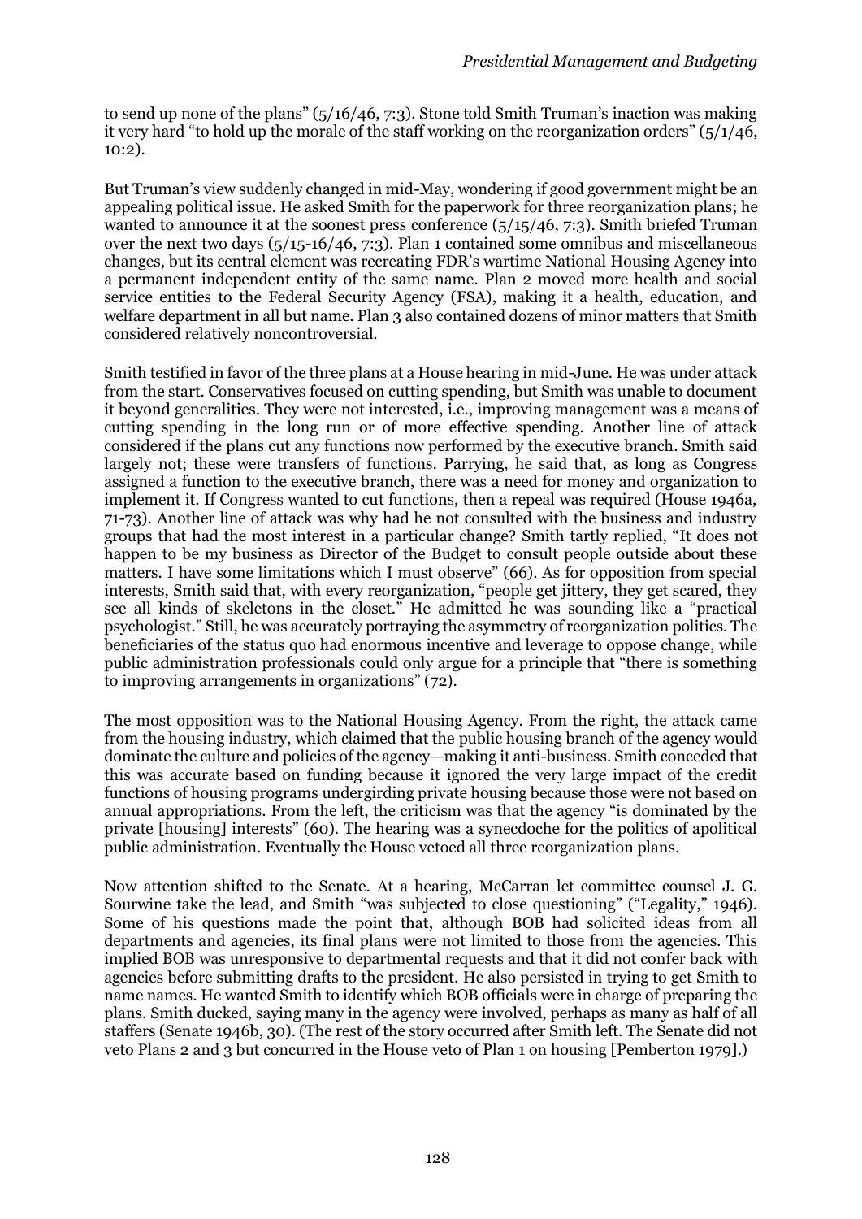to send up none of the plans" (5/16/46, 7:3). Stone told Smith Truman's inaction was making it very hard "to hold up the morale of the staff working on the reorganization orders" (5/1/46, 10:2).

But Truman's view suddenly changed in mid-May, wondering if good government might be an appealing political issue. He asked Smith for the paperwork for three reorganization plans; he wanted to announce it at the soonest press conference (5/15/46, 7:3). Smith briefed Truman over the next two days (5/15-16/46, 7:3). Plan 1 contained some omnibus and miscellaneous changes, but its central element was recreating FDR's wartime National Housing Agency into a permanent independent entity of the same name. Plan 2 moved more health and social service entities to the Federal Security Agency (FSA), making it a health, education, and welfare department in all but name. Plan 3 also contained dozens of minor matters that Smith considered relatively noncontroversial.

Smith testified in favor of the three plans at a House hearing in mid-June. He was under attack from the start. Conservatives focused on cutting spending, but Smith was unable to document it beyond generalities. They were not interested, i.e., improving management was a means of cutting spending in the long run or of more effective spending. Another line of attack considered if the plans cut any functions now performed by the executive branch. Smith said largely not; these were transfers of functions. Parrying, he said that, as long as Congress assigned a function to the executive branch, there was a need for money and organization to implement it. If Congress wanted to cut functions, then a repeal was required (House 1946a, 71-73). Another line of attack was why had he not consulted with the business and industry groups that had the most interest in a particular change? Smith tartly replied, "It does not happen to be my business as Director of the Budget to consult people outside about these matters. I have some limitations which I must observe" (66). As for opposition from special interests, Smith said that, with every reorganization, "people get jittery, they get scared, they see all kinds of skeletons in the closet." He admitted he was sounding like a "practical psychologist." Still, he was accurately portraying the asymmetry of reorganization politics. The beneficiaries of the status quo had enormous incentive and leverage to oppose change, while public administration professionals could only argue for a principle that "there is something to improving arrangements in organizations" (72).

The most opposition was to the National Housing Agency. From the right, the attack came from the housing industry, which claimed that the public housing branch of the agency would dominate the culture and policies of the agency—making it anti-business. Smith conceded that this was accurate based on funding because it ignored the very large impact of the credit functions of housing programs undergirding private housing because those were not based on annual appropriations. From the left, the criticism was that the agency "is dominated by the private [housing] interests" (60). The hearing was a synecdoche for the politics of apolitical public administration. Eventually the House vetoed all three reorganization plans.

Now attention shifted to the Senate. At a hearing, McCarran let committee counsel J. G. Sourwine take the lead, and Smith "was subjected to close questioning" ("Legality," 1946). Some of his questions made the point that, although BOB had solicited ideas from all departments and agencies, its final plans were not limited to those from the agencies. This implied BOB was unresponsive to departmental requests and that it did not confer back with agencies before submitting drafts to the president. He also persisted in trying to get Smith to name names. He wanted Smith to identify which BOB officials were in charge of preparing the plans. Smith ducked, saying many in the agency were involved, perhaps as many as half of all staffers (Senate 1946b, 30). (The rest of the story occurred after Smith left. The Senate did not veto Plans 2 and 3 but concurred in the House veto of Plan 1 on housing [Pemberton 1979].)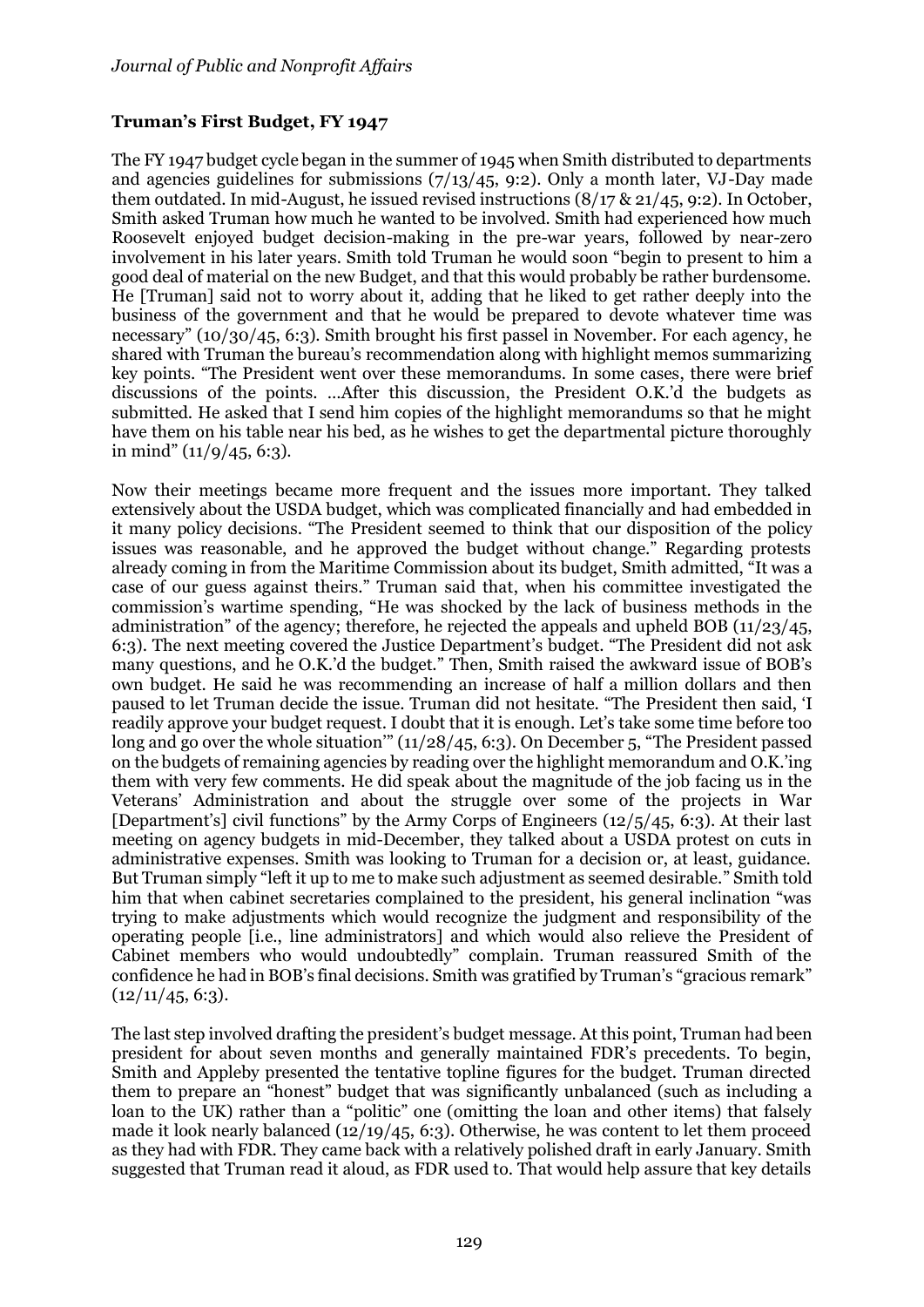### Truman's First Budget, FY 1947

The FY 1947 budget cycle began in the summer of 1945 when Smith distributed to departments and agencies guidelines for submissions (7/13/45, 9:2). Only a month later, VJ-Day made them outdated. In mid-August, he issued revised instructions (8/17 & 21/45, 9:2). In October, Smith asked Truman how much he wanted to be involved. Smith had experienced how much Roosevelt enjoyed budget decision-making in the pre-war years, followed by near-zero involvement in his later years. Smith told Truman he would soon "begin to present to him a good deal of material on the new Budget, and that this would probably be rather burdensome. He [Truman] said not to worry about it, adding that he liked to get rather deeply into the business of the government and that he would be prepared to devote whatever time was necessary" (10/30/45, 6:3). Smith brought his first passel in November. For each agency, he shared with Truman the bureau's recommendation along with highlight memos summarizing key points. "The President went over these memorandums. In some cases, there were brief discussions of the points. ...After this discussion, the President O.K.'d the budgets as submitted. He asked that I send him copies of the highlight memorandums so that he might have them on his table near his bed, as he wishes to get the departmental picture thoroughly in mind" (11/9/45, 6:3).

Now their meetings became more frequent and the issues more important. They talked extensively about the USDA budget, which was complicated financially and had embedded in it many policy decisions. "The President seemed to think that our disposition of the policy issues was reasonable, and he approved the budget without change." Regarding protests already coming in from the Maritime Commission about its budget, Smith admitted, "It was a case of our guess against theirs." Truman said that, when his committee investigated the commission's wartime spending, "He was shocked by the lack of business methods in the administration" of the agency; therefore, he rejected the appeals and upheld BOB (11/23/45, 6:3). The next meeting covered the Justice Department's budget. "The President did not ask many questions, and he O.K.'d the budget." Then, Smith raised the awkward issue of BOB's own budget. He said he was recommending an increase of half a million dollars and then paused to let Truman decide the issue. Truman did not hesitate. "The President then said, 'I readily approve your budget request. I doubt that it is enough. Let's take some time before too long and go over the whole situation'" (11/28/45, 6:3). On December 5, "The President passed on the budgets of remaining agencies by reading over the highlight memorandum and O.K.'ing them with very few comments. He did speak about the magnitude of the job facing us in the Veterans' Administration and about the struggle over some of the projects in War [Department's] civil functions" by the Army Corps of Engineers (12/5/45, 6:3). At their last meeting on agency budgets in mid-December, they talked about a USDA protest on cuts in administrative expenses. Smith was looking to Truman for a decision or, at least, guidance. But Truman simply "left it up to me to make such adjustment as seemed desirable." Smith told him that when cabinet secretaries complained to the president, his general inclination "was trying to make adjustments which would recognize the judgment and responsibility of the operating people [i.e., line administrators] and which would also relieve the President of Cabinet members who would undoubtedly" complain. Truman reassured Smith of the confidence he had in BOB's final decisions. Smith was gratified by Truman's "gracious remark" (12/11/45, 6:3).

The last step involved drafting the president's budget message. At this point, Truman had been president for about seven months and generally maintained FDR's precedents. To begin, Smith and Appleby presented the tentative topline figures for the budget. Truman directed them to prepare an "honest" budget that was significantly unbalanced (such as including a loan to the UK) rather than a "politic" one (omitting the loan and other items) that falsely made it look nearly balanced (12/19/45, 6:3). Otherwise, he was content to let them proceed as they had with FDR. They came back with a relatively polished draft in early January. Smith suggested that Truman read it aloud, as FDR used to. That would help assure that key details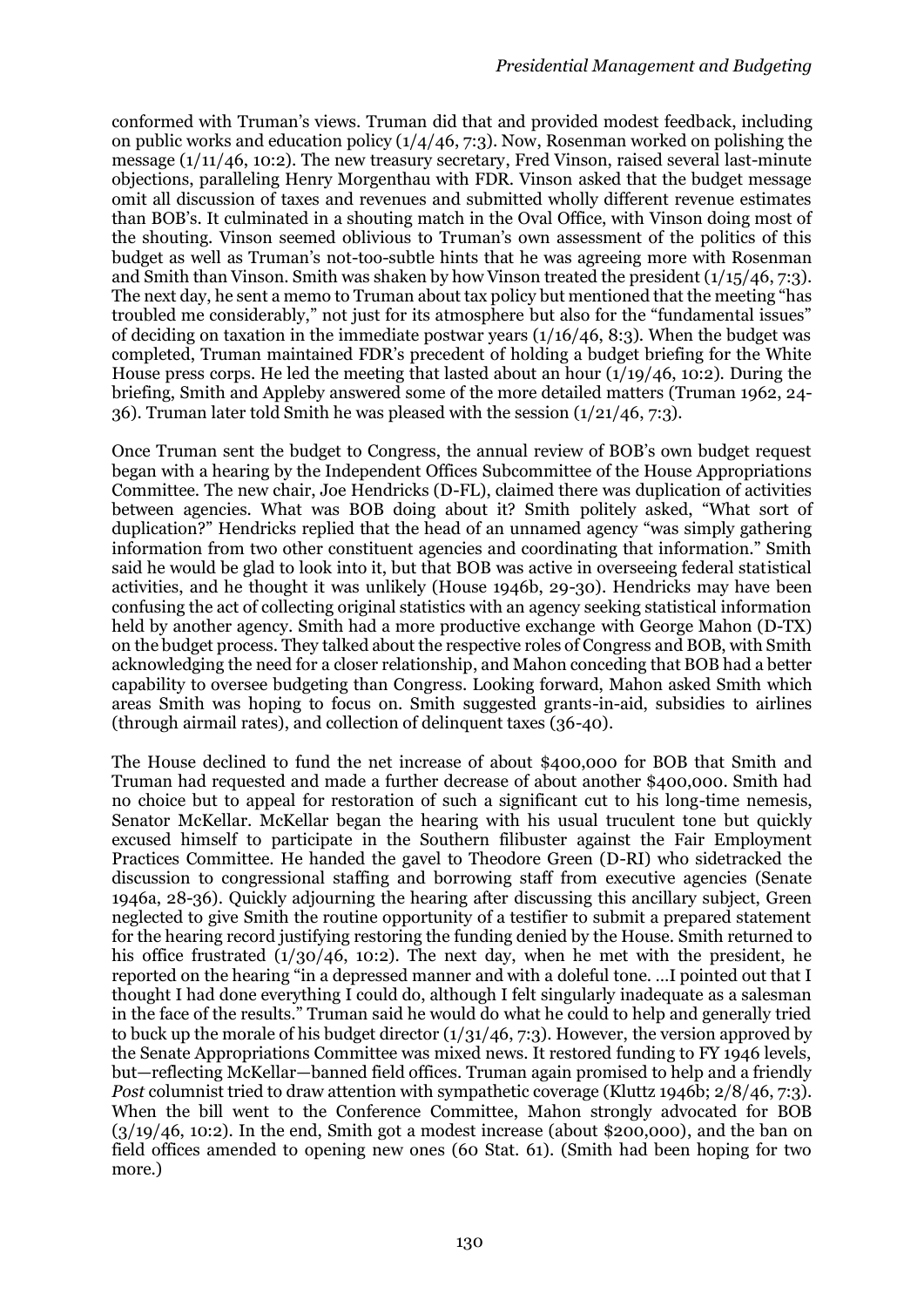conformed with Truman's views. Truman did that and provided modest feedback, including on public works and education policy (1/4/46, 7:3). Now, Rosenman worked on polishing the message (1/11/46, 10:2). The new treasury secretary, Fred Vinson, raised several last-minute objections, paralleling Henry Morgenthau with FDR. Vinson asked that the budget message omit all discussion of taxes and revenues and submitted wholly different revenue estimates than BOB's. It culminated in a shouting match in the Oval Office, with Vinson doing most of the shouting. Vinson seemed oblivious to Truman's own assessment of the politics of this budget as well as Truman's not-too-subtle hints that he was agreeing more with Rosenman and Smith than Vinson. Smith was shaken by how Vinson treated the president (1/15/46, 7:3). The next day, he sent a memo to Truman about tax policy but mentioned that the meeting "has troubled me considerably," not just for its atmosphere but also for the "fundamental issues" of deciding on taxation in the immediate postwar years (1/16/46, 8:3). When the budget was completed, Truman maintained FDR's precedent of holding a budget briefing for the White House press corps. He led the meeting that lasted about an hour (1/19/46, 10:2). During the briefing, Smith and Appleby answered some of the more detailed matters (Truman 1962, 24-36). Truman later told Smith he was pleased with the session (1/21/46, 7:3).

Once Truman sent the budget to Congress, the annual review of BOB's own budget request began with a hearing by the Independent Offices Subcommittee of the House Appropriations Committee. The new chair, Joe Hendricks (D-FL), claimed there was duplication of activities between agencies. What was BOB doing about it? Smith politely asked, "What sort of duplication?" Hendricks replied that the head of an unnamed agency "was simply gathering information from two other constituent agencies and coordinating that information." Smith said he would be glad to look into it, but that BOB was active in overseeing federal statistical activities, and he thought it was unlikely (House 1946b, 29-30). Hendricks may have been confusing the act of collecting original statistics with an agency seeking statistical information held by another agency. Smith had a more productive exchange with George Mahon (D-TX) on the budget process. They talked about the respective roles of Congress and BOB, with Smith acknowledging the need for a closer relationship, and Mahon conceding that BOB had a better capability to oversee budgeting than Congress. Looking forward, Mahon asked Smith which areas Smith was hoping to focus on. Smith suggested grants-in-aid, subsidies to airlines (through airmail rates), and collection of delinquent taxes (36-40).

The House declined to fund the net increase of about $400,000 for BOB that Smith and Truman had requested and made a further decrease of about another $400,000. Smith had no choice but to appeal for restoration of such a significant cut to his long-time nemesis, Senator McKellar. McKellar began the hearing with his usual truculent tone but quickly excused himself to participate in the Southern filibuster against the Fair Employment Practices Committee. He handed the gavel to Theodore Green (D-RI) who sidetracked the discussion to congressional staffing and borrowing staff from executive agencies (Senate 1946a, 28-36). Quickly adjourning the hearing after discussing this ancillary subject, Green neglected to give Smith the routine opportunity of a testifier to submit a prepared statement for the hearing record justifying restoring the funding denied by the House. Smith returned to his office frustrated (1/30/46, 10:2). The next day, when he met with the president, he reported on the hearing "in a depressed manner and with a doleful tone. …I pointed out that I thought I had done everything I could do, although I felt singularly inadequate as a salesman in the face of the results." Truman said he would do what he could to help and generally tried to buck up the morale of his budget director (1/31/46, 7:3). However, the version approved by the Senate Appropriations Committee was mixed news. It restored funding to FY 1946 levels, but—reflecting McKellar—banned field offices. Truman again promised to help and a friendly *Post* columnist tried to draw attention with sympathetic coverage (Kluttz 1946b; 2/8/46, 7:3). When the bill went to the Conference Committee, Mahon strongly advocated for BOB (3/19/46, 10:2). In the end, Smith got a modest increase (about $200,000), and the ban on field offices amended to opening new ones (60 Stat. 61). (Smith had been hoping for two more.)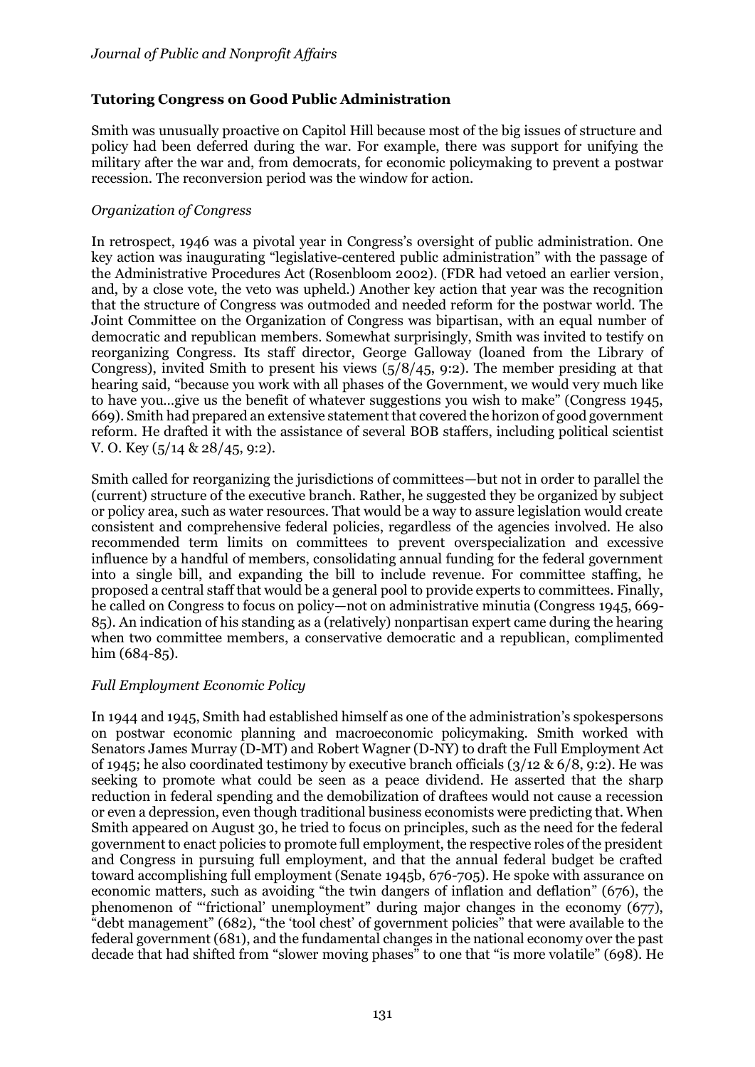## Tutoring Congress on Good Public Administration

Smith was unusually proactive on Capitol Hill because most of the big issues of structure and policy had been deferred during the war. For example, there was support for unifying the military after the war and, from democrats, for economic policymaking to prevent a postwar recession. The reconversion period was the window for action.

### *Organization of Congress*

In retrospect, 1946 was a pivotal year in Congress's oversight of public administration. One key action was inaugurating "legislative-centered public administration" with the passage of the Administrative Procedures Act (Rosenbloom 2002). (FDR had vetoed an earlier version, and, by a close vote, the veto was upheld.) Another key action that year was the recognition that the structure of Congress was outmoded and needed reform for the postwar world. The Joint Committee on the Organization of Congress was bipartisan, with an equal number of democratic and republican members. Somewhat surprisingly, Smith was invited to testify on reorganizing Congress. Its staff director, George Galloway (loaned from the Library of Congress), invited Smith to present his views (5/8/45, 9:2). The member presiding at that hearing said, "because you work with all phases of the Government, we would very much like to have you…give us the benefit of whatever suggestions you wish to make" (Congress 1945, 669). Smith had prepared an extensive statement that covered the horizon of good government reform. He drafted it with the assistance of several BOB staffers, including political scientist V. O. Key (5/14 & 28/45, 9:2).

Smith called for reorganizing the jurisdictions of committees—but not in order to parallel the (current) structure of the executive branch. Rather, he suggested they be organized by subject or policy area, such as water resources. That would be a way to assure legislation would create consistent and comprehensive federal policies, regardless of the agencies involved. He also recommended term limits on committees to prevent overspecialization and excessive influence by a handful of members, consolidating annual funding for the federal government into a single bill, and expanding the bill to include revenue. For committee staffing, he proposed a central staff that would be a general pool to provide experts to committees. Finally, he called on Congress to focus on policy—not on administrative minutia (Congress 1945, 669-85). An indication of his standing as a (relatively) nonpartisan expert came during the hearing when two committee members, a conservative democratic and a republican, complimented him (684-85).

### *Full Employment Economic Policy*

In 1944 and 1945, Smith had established himself as one of the administration's spokespersons on postwar economic planning and macroeconomic policymaking. Smith worked with Senators James Murray (D-MT) and Robert Wagner (D-NY) to draft the Full Employment Act of 1945; he also coordinated testimony by executive branch officials (3/12 & 6/8, 9:2). He was seeking to promote what could be seen as a peace dividend. He asserted that the sharp reduction in federal spending and the demobilization of draftees would not cause a recession or even a depression, even though traditional business economists were predicting that. When Smith appeared on August 30, he tried to focus on principles, such as the need for the federal government to enact policies to promote full employment, the respective roles of the president and Congress in pursuing full employment, and that the annual federal budget be crafted toward accomplishing full employment (Senate 1945b, 676-705). He spoke with assurance on economic matters, such as avoiding "the twin dangers of inflation and deflation" (676), the phenomenon of "'frictional' unemployment" during major changes in the economy (677), "debt management" (682), "the 'tool chest' of government policies" that were available to the federal government (681), and the fundamental changes in the national economy over the past decade that had shifted from "slower moving phases" to one that "is more volatile" (698). He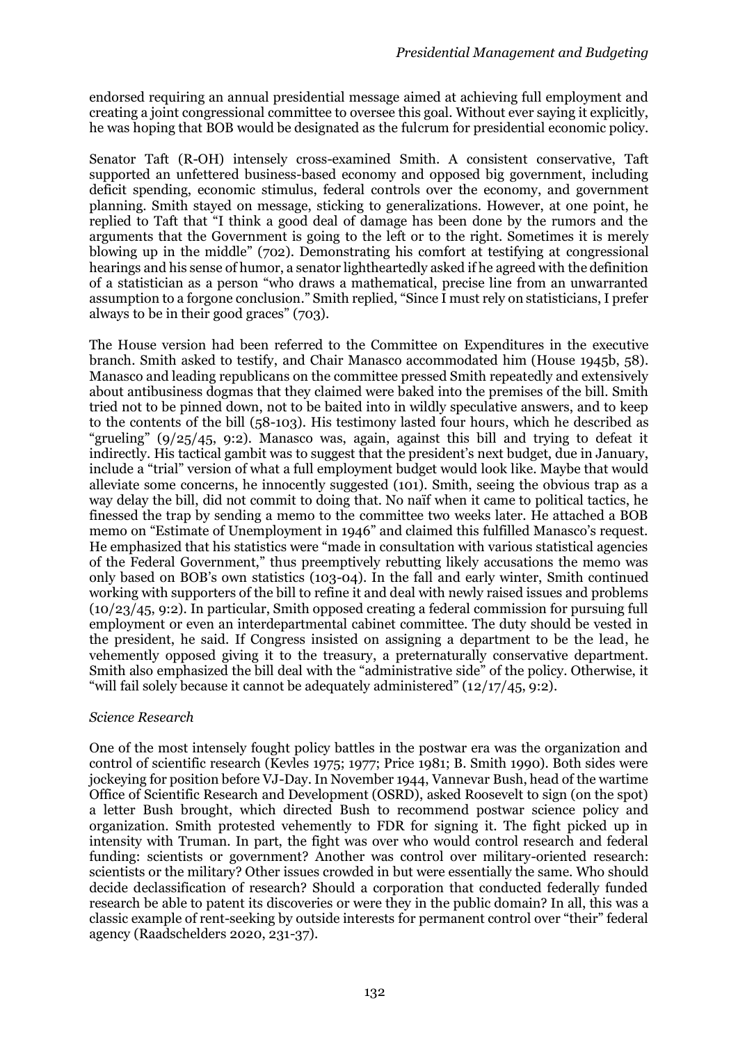endorsed requiring an annual presidential message aimed at achieving full employment and creating a joint congressional committee to oversee this goal. Without ever saying it explicitly, he was hoping that BOB would be designated as the fulcrum for presidential economic policy.

Senator Taft (R-OH) intensely cross-examined Smith. A consistent conservative, Taft supported an unfettered business-based economy and opposed big government, including deficit spending, economic stimulus, federal controls over the economy, and government planning. Smith stayed on message, sticking to generalizations. However, at one point, he replied to Taft that "I think a good deal of damage has been done by the rumors and the arguments that the Government is going to the left or to the right. Sometimes it is merely blowing up in the middle" (702). Demonstrating his comfort at testifying at congressional hearings and his sense of humor, a senator lightheartedly asked if he agreed with the definition of a statistician as a person "who draws a mathematical, precise line from an unwarranted assumption to a forgone conclusion." Smith replied, "Since I must rely on statisticians, I prefer always to be in their good graces" (703).

The House version had been referred to the Committee on Expenditures in the executive branch. Smith asked to testify, and Chair Manasco accommodated him (House 1945b, 58). Manasco and leading republicans on the committee pressed Smith repeatedly and extensively about antibusiness dogmas that they claimed were baked into the premises of the bill. Smith tried not to be pinned down, not to be baited into in wildly speculative answers, and to keep to the contents of the bill (58-103). His testimony lasted four hours, which he described as "grueling" (9/25/45, 9:2). Manasco was, again, against this bill and trying to defeat it indirectly. His tactical gambit was to suggest that the president's next budget, due in January, include a "trial" version of what a full employment budget would look like. Maybe that would alleviate some concerns, he innocently suggested (101). Smith, seeing the obvious trap as a way delay the bill, did not commit to doing that. No naïf when it came to political tactics, he finessed the trap by sending a memo to the committee two weeks later. He attached a BOB memo on "Estimate of Unemployment in 1946" and claimed this fulfilled Manasco's request. He emphasized that his statistics were "made in consultation with various statistical agencies of the Federal Government," thus preemptively rebutting likely accusations the memo was only based on BOB's own statistics (103-04). In the fall and early winter, Smith continued working with supporters of the bill to refine it and deal with newly raised issues and problems (10/23/45, 9:2). In particular, Smith opposed creating a federal commission for pursuing full employment or even an interdepartmental cabinet committee. The duty should be vested in the president, he said. If Congress insisted on assigning a department to be the lead, he vehemently opposed giving it to the treasury, a preternaturally conservative department. Smith also emphasized the bill deal with the "administrative side" of the policy. Otherwise, it "will fail solely because it cannot be adequately administered" (12/17/45, 9:2).

*Science Research*

One of the most intensely fought policy battles in the postwar era was the organization and control of scientific research (Kevles 1975; 1977; Price 1981; B. Smith 1990). Both sides were jockeying for position before VJ-Day. In November 1944, Vannevar Bush, head of the wartime Office of Scientific Research and Development (OSRD), asked Roosevelt to sign (on the spot) a letter Bush brought, which directed Bush to recommend postwar science policy and organization. Smith protested vehemently to FDR for signing it. The fight picked up in intensity with Truman. In part, the fight was over who would control research and federal funding: scientists or government? Another was control over military-oriented research: scientists or the military? Other issues crowded in but were essentially the same. Who should decide declassification of research? Should a corporation that conducted federally funded research be able to patent its discoveries or were they in the public domain? In all, this was a classic example of rent-seeking by outside interests for permanent control over "their" federal agency (Raadschelders 2020, 231-37).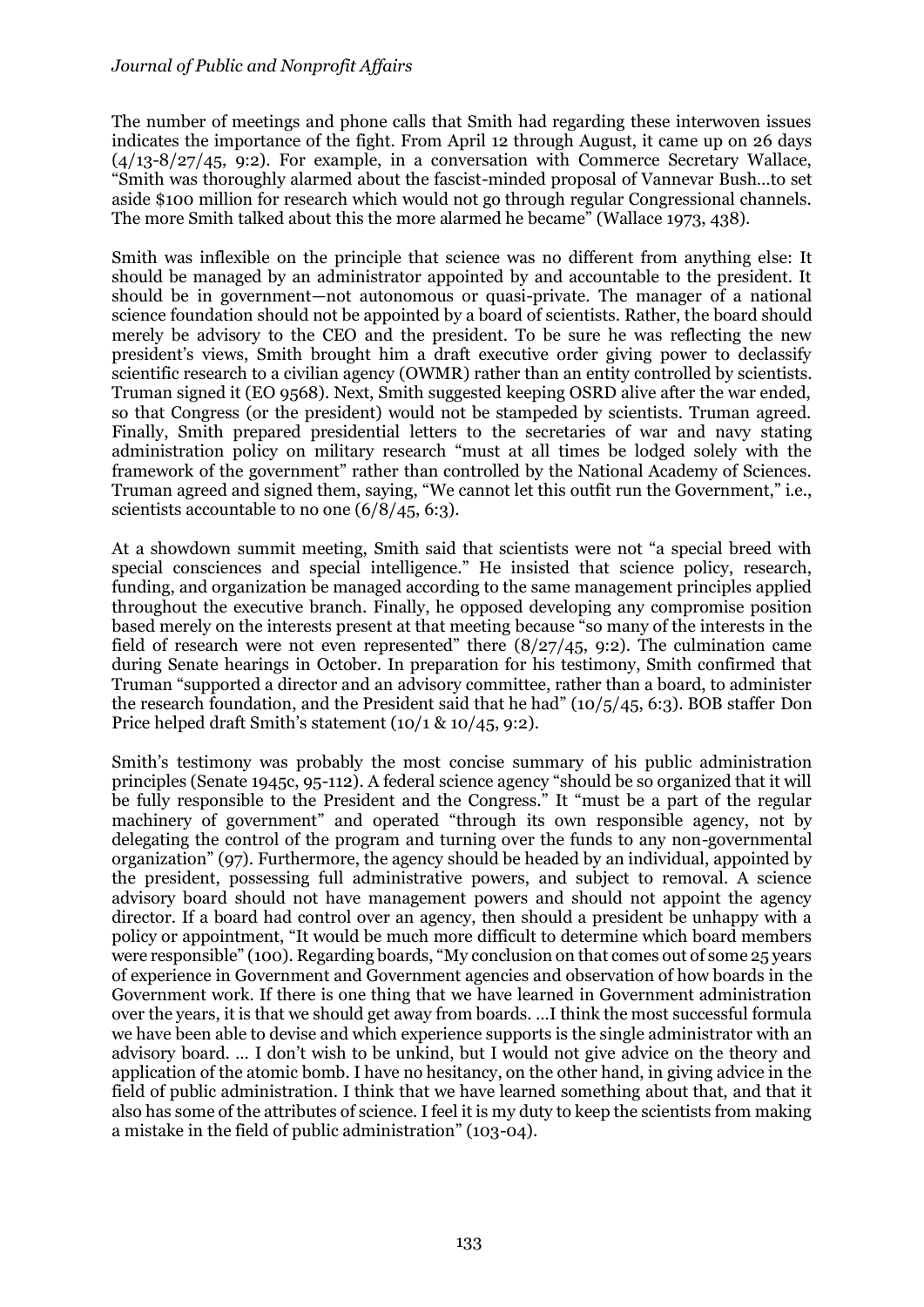The number of meetings and phone calls that Smith had regarding these interwoven issues indicates the importance of the fight. From April 12 through August, it came up on 26 days (4/13-8/27/45, 9:2). For example, in a conversation with Commerce Secretary Wallace, "Smith was thoroughly alarmed about the fascist-minded proposal of Vannevar Bush…to set aside $100 million for research which would not go through regular Congressional channels. The more Smith talked about this the more alarmed he became" (Wallace 1973, 438).

Smith was inflexible on the principle that science was no different from anything else: It should be managed by an administrator appointed by and accountable to the president. It should be in government—not autonomous or quasi-private. The manager of a national science foundation should not be appointed by a board of scientists. Rather, the board should merely be advisory to the CEO and the president. To be sure he was reflecting the new president's views, Smith brought him a draft executive order giving power to declassify scientific research to a civilian agency (OWMR) rather than an entity controlled by scientists. Truman signed it (EO 9568). Next, Smith suggested keeping OSRD alive after the war ended, so that Congress (or the president) would not be stampeded by scientists. Truman agreed. Finally, Smith prepared presidential letters to the secretaries of war and navy stating administration policy on military research "must at all times be lodged solely with the framework of the government" rather than controlled by the National Academy of Sciences. Truman agreed and signed them, saying, "We cannot let this outfit run the Government," i.e., scientists accountable to no one (6/8/45, 6:3).

At a showdown summit meeting, Smith said that scientists were not "a special breed with special consciences and special intelligence." He insisted that science policy, research, funding, and organization be managed according to the same management principles applied throughout the executive branch. Finally, he opposed developing any compromise position based merely on the interests present at that meeting because "so many of the interests in the field of research were not even represented" there (8/27/45, 9:2). The culmination came during Senate hearings in October. In preparation for his testimony, Smith confirmed that Truman "supported a director and an advisory committee, rather than a board, to administer the research foundation, and the President said that he had" (10/5/45, 6:3). BOB staffer Don Price helped draft Smith's statement (10/1 & 10/45, 9:2).

Smith's testimony was probably the most concise summary of his public administration principles (Senate 1945c, 95-112). A federal science agency "should be so organized that it will be fully responsible to the President and the Congress." It "must be a part of the regular machinery of government" and operated "through its own responsible agency, not by delegating the control of the program and turning over the funds to any non-governmental organization" (97). Furthermore, the agency should be headed by an individual, appointed by the president, possessing full administrative powers, and subject to removal. A science advisory board should not have management powers and should not appoint the agency director. If a board had control over an agency, then should a president be unhappy with a policy or appointment, "It would be much more difficult to determine which board members were responsible" (100). Regarding boards, "My conclusion on that comes out of some 25 years of experience in Government and Government agencies and observation of how boards in the Government work. If there is one thing that we have learned in Government administration over the years, it is that we should get away from boards. …I think the most successful formula we have been able to devise and which experience supports is the single administrator with an advisory board. … I don't wish to be unkind, but I would not give advice on the theory and application of the atomic bomb. I have no hesitancy, on the other hand, in giving advice in the field of public administration. I think that we have learned something about that, and that it also has some of the attributes of science. I feel it is my duty to keep the scientists from making a mistake in the field of public administration" (103-04).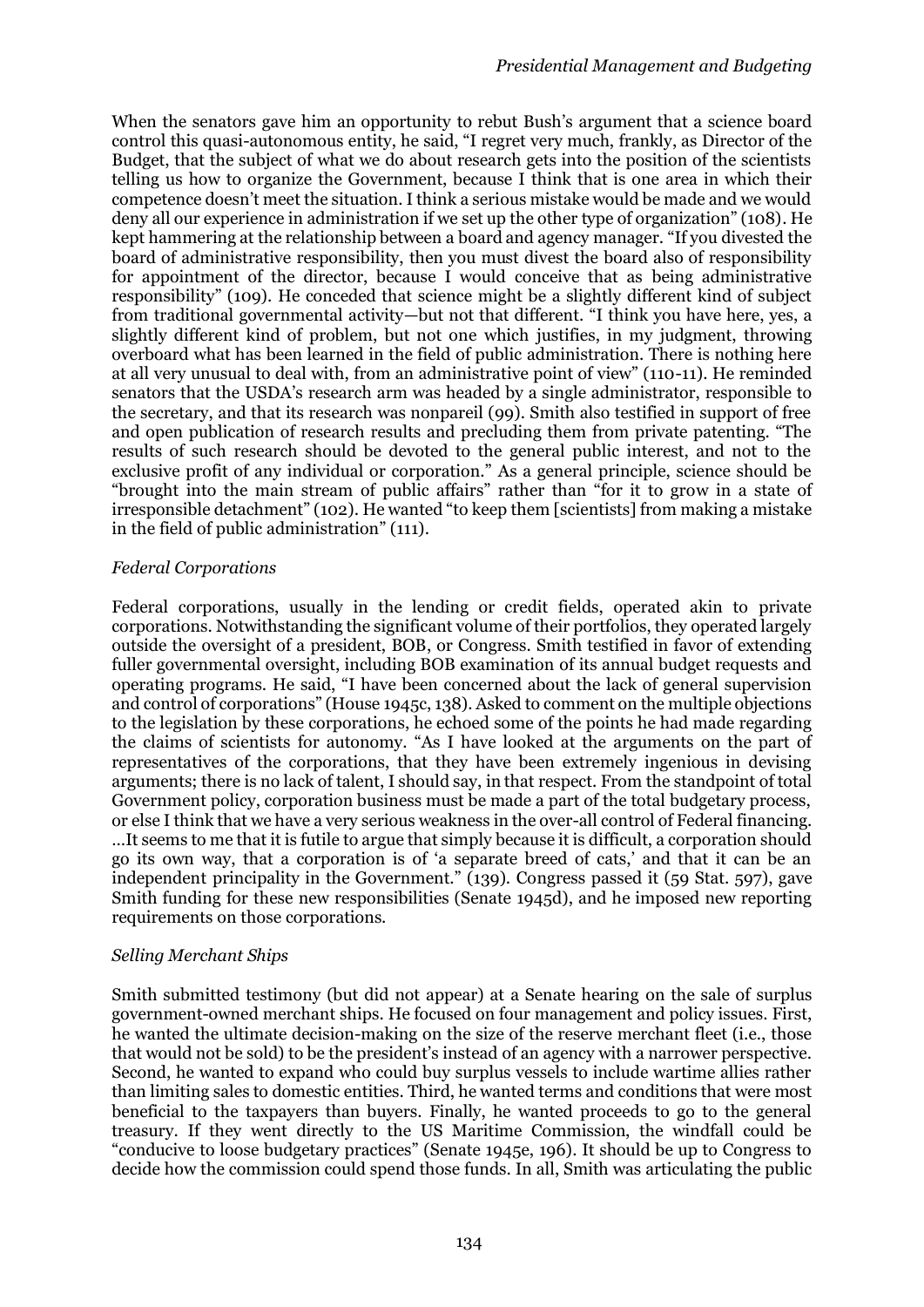When the senators gave him an opportunity to rebut Bush's argument that a science board control this quasi-autonomous entity, he said, "I regret very much, frankly, as Director of the Budget, that the subject of what we do about research gets into the position of the scientists telling us how to organize the Government, because I think that is one area in which their competence doesn't meet the situation. I think a serious mistake would be made and we would deny all our experience in administration if we set up the other type of organization" (108). He kept hammering at the relationship between a board and agency manager. "If you divested the board of administrative responsibility, then you must divest the board also of responsibility for appointment of the director, because I would conceive that as being administrative responsibility" (109). He conceded that science might be a slightly different kind of subject from traditional governmental activity—but not that different. "I think you have here, yes, a slightly different kind of problem, but not one which justifies, in my judgment, throwing overboard what has been learned in the field of public administration. There is nothing here at all very unusual to deal with, from an administrative point of view" (110-11). He reminded senators that the USDA's research arm was headed by a single administrator, responsible to the secretary, and that its research was nonpareil (99). Smith also testified in support of free and open publication of research results and precluding them from private patenting. "The results of such research should be devoted to the general public interest, and not to the exclusive profit of any individual or corporation." As a general principle, science should be "brought into the main stream of public affairs" rather than "for it to grow in a state of irresponsible detachment" (102). He wanted "to keep them [scientists] from making a mistake in the field of public administration" (111).

### *Federal Corporations*

Federal corporations, usually in the lending or credit fields, operated akin to private corporations. Notwithstanding the significant volume of their portfolios, they operated largely outside the oversight of a president, BOB, or Congress. Smith testified in favor of extending fuller governmental oversight, including BOB examination of its annual budget requests and operating programs. He said, "I have been concerned about the lack of general supervision and control of corporations" (House 1945c, 138). Asked to comment on the multiple objections to the legislation by these corporations, he echoed some of the points he had made regarding the claims of scientists for autonomy. "As I have looked at the arguments on the part of representatives of the corporations, that they have been extremely ingenious in devising arguments; there is no lack of talent, I should say, in that respect. From the standpoint of total Government policy, corporation business must be made a part of the total budgetary process, or else I think that we have a very serious weakness in the over-all control of Federal financing. …It seems to me that it is futile to argue that simply because it is difficult, a corporation should go its own way, that a corporation is of 'a separate breed of cats,' and that it can be an independent principality in the Government." (139). Congress passed it (59 Stat. 597), gave Smith funding for these new responsibilities (Senate 1945d), and he imposed new reporting requirements on those corporations.

### *Selling Merchant Ships*

Smith submitted testimony (but did not appear) at a Senate hearing on the sale of surplus government-owned merchant ships. He focused on four management and policy issues. First, he wanted the ultimate decision-making on the size of the reserve merchant fleet (i.e., those that would not be sold) to be the president's instead of an agency with a narrower perspective. Second, he wanted to expand who could buy surplus vessels to include wartime allies rather than limiting sales to domestic entities. Third, he wanted terms and conditions that were most beneficial to the taxpayers than buyers. Finally, he wanted proceeds to go to the general treasury. If they went directly to the US Maritime Commission, the windfall could be "conducive to loose budgetary practices" (Senate 1945e, 196). It should be up to Congress to decide how the commission could spend those funds. In all, Smith was articulating the public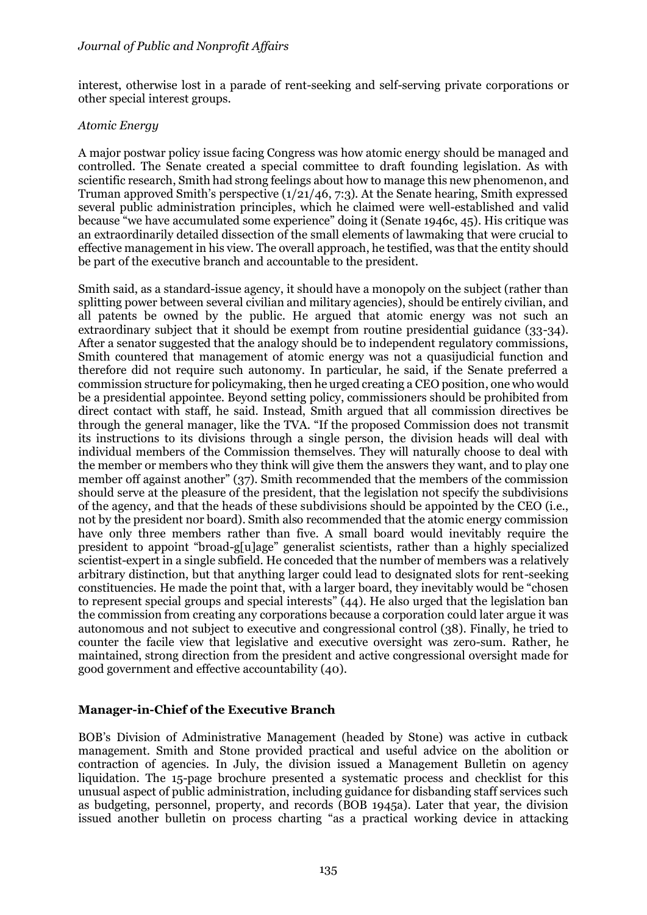interest, otherwise lost in a parade of rent-seeking and self-serving private corporations or other special interest groups.

*Atomic Energy*

A major postwar policy issue facing Congress was how atomic energy should be managed and controlled. The Senate created a special committee to draft founding legislation. As with scientific research, Smith had strong feelings about how to manage this new phenomenon, and Truman approved Smith's perspective (1/21/46, 7:3). At the Senate hearing, Smith expressed several public administration principles, which he claimed were well-established and valid because "we have accumulated some experience" doing it (Senate 1946c, 45). His critique was an extraordinarily detailed dissection of the small elements of lawmaking that were crucial to effective management in his view. The overall approach, he testified, was that the entity should be part of the executive branch and accountable to the president.

Smith said, as a standard-issue agency, it should have a monopoly on the subject (rather than splitting power between several civilian and military agencies), should be entirely civilian, and all patents be owned by the public. He argued that atomic energy was not such an extraordinary subject that it should be exempt from routine presidential guidance (33-34). After a senator suggested that the analogy should be to independent regulatory commissions, Smith countered that management of atomic energy was not a quasijudicial function and therefore did not require such autonomy. In particular, he said, if the Senate preferred a commission structure for policymaking, then he urged creating a CEO position, one who would be a presidential appointee. Beyond setting policy, commissioners should be prohibited from direct contact with staff, he said. Instead, Smith argued that all commission directives be through the general manager, like the TVA. "If the proposed Commission does not transmit its instructions to its divisions through a single person, the division heads will deal with individual members of the Commission themselves. They will naturally choose to deal with the member or members who they think will give them the answers they want, and to play one member off against another" (37). Smith recommended that the members of the commission should serve at the pleasure of the president, that the legislation not specify the subdivisions of the agency, and that the heads of these subdivisions should be appointed by the CEO (i.e., not by the president nor board). Smith also recommended that the atomic energy commission have only three members rather than five. A small board would inevitably require the president to appoint "broad-g[u]age" generalist scientists, rather than a highly specialized scientist-expert in a single subfield. He conceded that the number of members was a relatively arbitrary distinction, but that anything larger could lead to designated slots for rent-seeking constituencies. He made the point that, with a larger board, they inevitably would be "chosen to represent special groups and special interests" (44). He also urged that the legislation ban the commission from creating any corporations because a corporation could later argue it was autonomous and not subject to executive and congressional control (38). Finally, he tried to counter the facile view that legislative and executive oversight was zero-sum. Rather, he maintained, strong direction from the president and active congressional oversight made for good government and effective accountability (40).

## Manager-in-Chief of the Executive Branch

BOB's Division of Administrative Management (headed by Stone) was active in cutback management. Smith and Stone provided practical and useful advice on the abolition or contraction of agencies. In July, the division issued a Management Bulletin on agency liquidation. The 15-page brochure presented a systematic process and checklist for this unusual aspect of public administration, including guidance for disbanding staff services such as budgeting, personnel, property, and records (BOB 1945a). Later that year, the division issued another bulletin on process charting "as a practical working device in attacking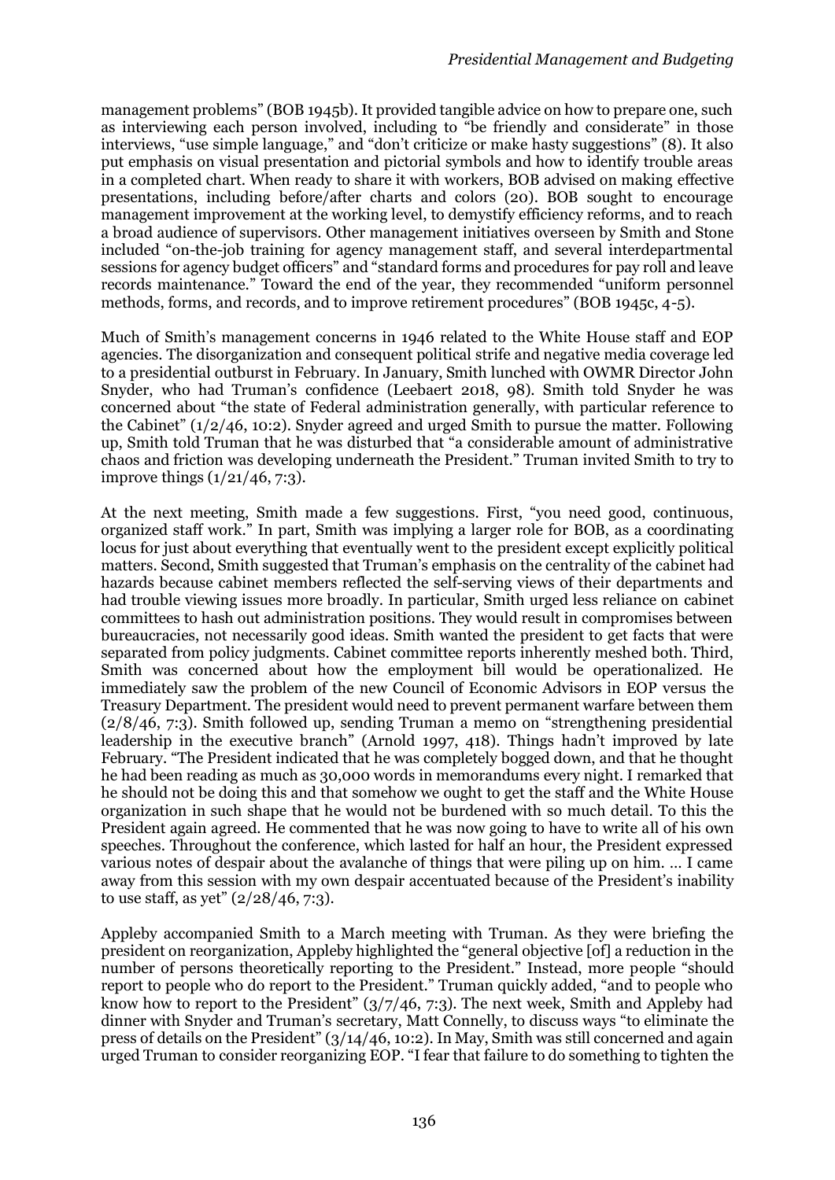management problems" (BOB 1945b). It provided tangible advice on how to prepare one, such as interviewing each person involved, including to "be friendly and considerate" in those interviews, "use simple language," and "don't criticize or make hasty suggestions" (8). It also put emphasis on visual presentation and pictorial symbols and how to identify trouble areas in a completed chart. When ready to share it with workers, BOB advised on making effective presentations, including before/after charts and colors (20). BOB sought to encourage management improvement at the working level, to demystify efficiency reforms, and to reach a broad audience of supervisors. Other management initiatives overseen by Smith and Stone included "on-the-job training for agency management staff, and several interdepartmental sessions for agency budget officers" and "standard forms and procedures for pay roll and leave records maintenance." Toward the end of the year, they recommended "uniform personnel methods, forms, and records, and to improve retirement procedures" (BOB 1945c, 4-5).

Much of Smith's management concerns in 1946 related to the White House staff and EOP agencies. The disorganization and consequent political strife and negative media coverage led to a presidential outburst in February. In January, Smith lunched with OWMR Director John Snyder, who had Truman's confidence (Leebaert 2018, 98). Smith told Snyder he was concerned about "the state of Federal administration generally, with particular reference to the Cabinet" (1/2/46, 10:2). Snyder agreed and urged Smith to pursue the matter. Following up, Smith told Truman that he was disturbed that "a considerable amount of administrative chaos and friction was developing underneath the President." Truman invited Smith to try to improve things (1/21/46, 7:3).

At the next meeting, Smith made a few suggestions. First, "you need good, continuous, organized staff work." In part, Smith was implying a larger role for BOB, as a coordinating locus for just about everything that eventually went to the president except explicitly political matters. Second, Smith suggested that Truman's emphasis on the centrality of the cabinet had hazards because cabinet members reflected the self-serving views of their departments and had trouble viewing issues more broadly. In particular, Smith urged less reliance on cabinet committees to hash out administration positions. They would result in compromises between bureaucracies, not necessarily good ideas. Smith wanted the president to get facts that were separated from policy judgments. Cabinet committee reports inherently meshed both. Third, Smith was concerned about how the employment bill would be operationalized. He immediately saw the problem of the new Council of Economic Advisors in EOP versus the Treasury Department. The president would need to prevent permanent warfare between them (2/8/46, 7:3). Smith followed up, sending Truman a memo on "strengthening presidential leadership in the executive branch" (Arnold 1997, 418). Things hadn't improved by late February. "The President indicated that he was completely bogged down, and that he thought he had been reading as much as 30,000 words in memorandums every night. I remarked that he should not be doing this and that somehow we ought to get the staff and the White House organization in such shape that he would not be burdened with so much detail. To this the President again agreed. He commented that he was now going to have to write all of his own speeches. Throughout the conference, which lasted for half an hour, the President expressed various notes of despair about the avalanche of things that were piling up on him. ... I came away from this session with my own despair accentuated because of the President's inability to use staff, as yet" (2/28/46, 7:3).

Appleby accompanied Smith to a March meeting with Truman. As they were briefing the president on reorganization, Appleby highlighted the "general objective [of] a reduction in the number of persons theoretically reporting to the President." Instead, more people "should report to people who do report to the President." Truman quickly added, "and to people who know how to report to the President" (3/7/46, 7:3). The next week, Smith and Appleby had dinner with Snyder and Truman's secretary, Matt Connelly, to discuss ways "to eliminate the press of details on the President" (3/14/46, 10:2). In May, Smith was still concerned and again urged Truman to consider reorganizing EOP. "I fear that failure to do something to tighten the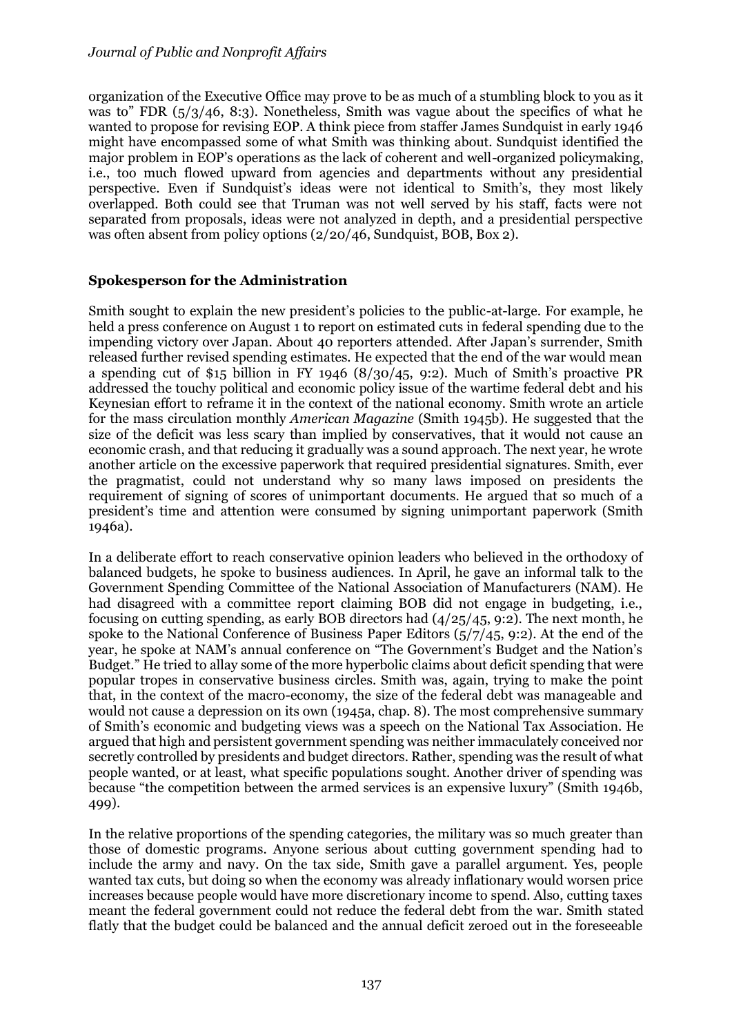organization of the Executive Office may prove to be as much of a stumbling block to you as it was to" FDR (5/3/46, 8:3). Nonetheless, Smith was vague about the specifics of what he wanted to propose for revising EOP. A think piece from staffer James Sundquist in early 1946 might have encompassed some of what Smith was thinking about. Sundquist identified the major problem in EOP's operations as the lack of coherent and well-organized policymaking, i.e., too much flowed upward from agencies and departments without any presidential perspective. Even if Sundquist's ideas were not identical to Smith's, they most likely overlapped. Both could see that Truman was not well served by his staff, facts were not separated from proposals, ideas were not analyzed in depth, and a presidential perspective was often absent from policy options (2/20/46, Sundquist, BOB, Box 2).

## Spokesperson for the Administration

Smith sought to explain the new president's policies to the public-at-large. For example, he held a press conference on August 1 to report on estimated cuts in federal spending due to the impending victory over Japan. About 40 reporters attended. After Japan's surrender, Smith released further revised spending estimates. He expected that the end of the war would mean a spending cut of $15 billion in FY 1946 (8/30/45, 9:2). Much of Smith's proactive PR addressed the touchy political and economic policy issue of the wartime federal debt and his Keynesian effort to reframe it in the context of the national economy. Smith wrote an article for the mass circulation monthly *American Magazine* (Smith 1945b). He suggested that the size of the deficit was less scary than implied by conservatives, that it would not cause an economic crash, and that reducing it gradually was a sound approach. The next year, he wrote another article on the excessive paperwork that required presidential signatures. Smith, ever the pragmatist, could not understand why so many laws imposed on presidents the requirement of signing of scores of unimportant documents. He argued that so much of a president's time and attention were consumed by signing unimportant paperwork (Smith 1946a).

In a deliberate effort to reach conservative opinion leaders who believed in the orthodoxy of balanced budgets, he spoke to business audiences. In April, he gave an informal talk to the Government Spending Committee of the National Association of Manufacturers (NAM). He had disagreed with a committee report claiming BOB did not engage in budgeting, i.e., focusing on cutting spending, as early BOB directors had (4/25/45, 9:2). The next month, he spoke to the National Conference of Business Paper Editors (5/7/45, 9:2). At the end of the year, he spoke at NAM's annual conference on "The Government's Budget and the Nation's Budget." He tried to allay some of the more hyperbolic claims about deficit spending that were popular tropes in conservative business circles. Smith was, again, trying to make the point that, in the context of the macro-economy, the size of the federal debt was manageable and would not cause a depression on its own (1945a, chap. 8). The most comprehensive summary of Smith's economic and budgeting views was a speech on the National Tax Association. He argued that high and persistent government spending was neither immaculately conceived nor secretly controlled by presidents and budget directors. Rather, spending was the result of what people wanted, or at least, what specific populations sought. Another driver of spending was because "the competition between the armed services is an expensive luxury" (Smith 1946b, 499).

In the relative proportions of the spending categories, the military was so much greater than those of domestic programs. Anyone serious about cutting government spending had to include the army and navy. On the tax side, Smith gave a parallel argument. Yes, people wanted tax cuts, but doing so when the economy was already inflationary would worsen price increases because people would have more discretionary income to spend. Also, cutting taxes meant the federal government could not reduce the federal debt from the war. Smith stated flatly that the budget could be balanced and the annual deficit zeroed out in the foreseeable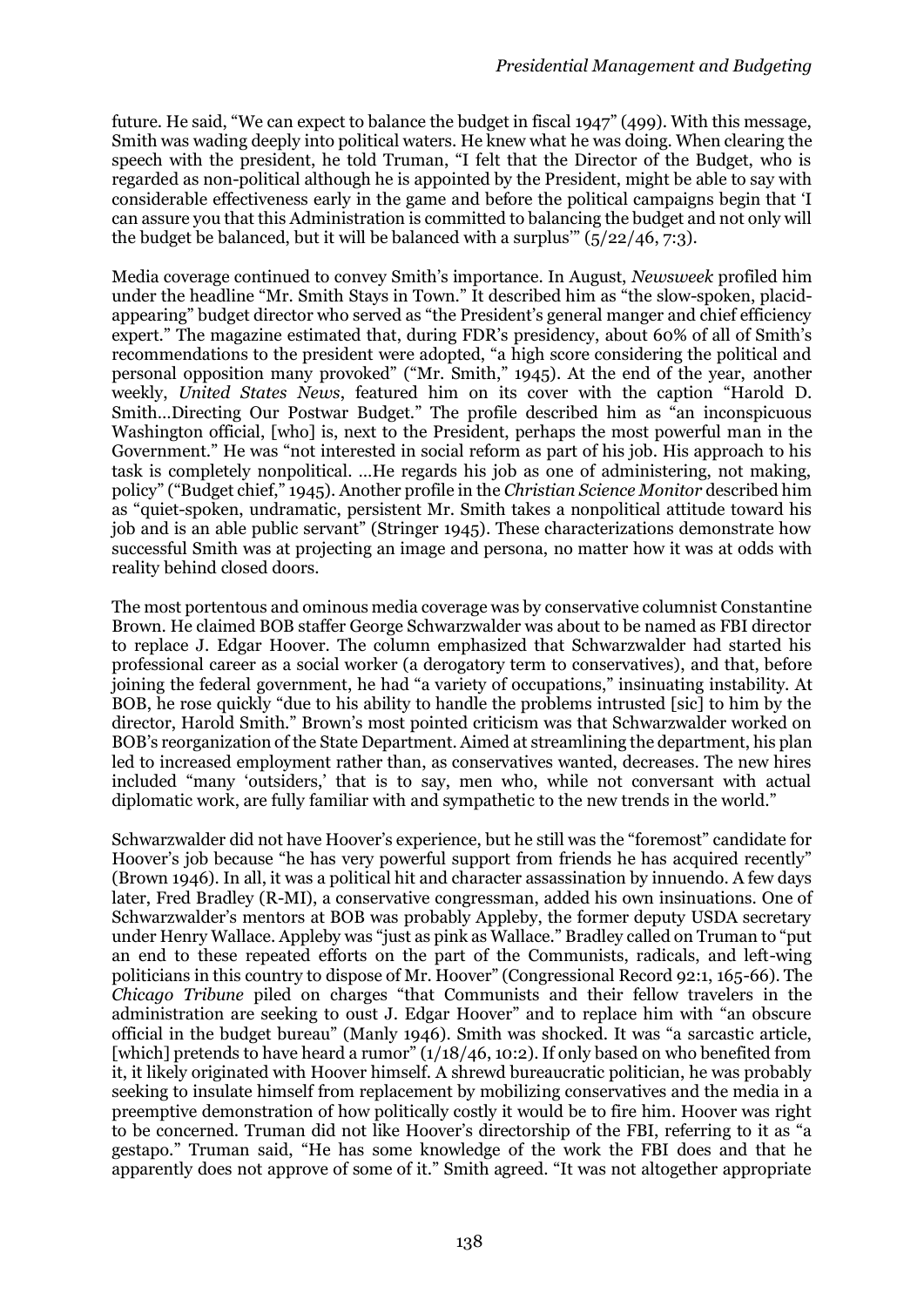future. He said, "We can expect to balance the budget in fiscal 1947" (499). With this message, Smith was wading deeply into political waters. He knew what he was doing. When clearing the speech with the president, he told Truman, "I felt that the Director of the Budget, who is regarded as non-political although he is appointed by the President, might be able to say with considerable effectiveness early in the game and before the political campaigns begin that 'I can assure you that this Administration is committed to balancing the budget and not only will the budget be balanced, but it will be balanced with a surplus'" (5/22/46, 7:3).

Media coverage continued to convey Smith's importance. In August, *Newsweek* profiled him under the headline "Mr. Smith Stays in Town." It described him as "the slow-spoken, placid-appearing" budget director who served as "the President's general manger and chief efficiency expert." The magazine estimated that, during FDR's presidency, about 60% of all of Smith's recommendations to the president were adopted, "a high score considering the political and personal opposition many provoked" ("Mr. Smith," 1945). At the end of the year, another weekly, *United States News*, featured him on its cover with the caption "Harold D. Smith…Directing Our Postwar Budget." The profile described him as "an inconspicuous Washington official, [who] is, next to the President, perhaps the most powerful man in the Government." He was "not interested in social reform as part of his job. His approach to his task is completely nonpolitical. …He regards his job as one of administering, not making, policy" ("Budget chief," 1945). Another profile in the *Christian Science Monitor* described him as "quiet-spoken, undramatic, persistent Mr. Smith takes a nonpolitical attitude toward his job and is an able public servant" (Stringer 1945). These characterizations demonstrate how successful Smith was at projecting an image and persona, no matter how it was at odds with reality behind closed doors.

The most portentous and ominous media coverage was by conservative columnist Constantine Brown. He claimed BOB staffer George Schwarzwalder was about to be named as FBI director to replace J. Edgar Hoover. The column emphasized that Schwarzwalder had started his professional career as a social worker (a derogatory term to conservatives), and that, before joining the federal government, he had "a variety of occupations," insinuating instability. At BOB, he rose quickly "due to his ability to handle the problems intrusted [sic] to him by the director, Harold Smith." Brown's most pointed criticism was that Schwarzwalder worked on BOB's reorganization of the State Department. Aimed at streamlining the department, his plan led to increased employment rather than, as conservatives wanted, decreases. The new hires included "many 'outsiders,' that is to say, men who, while not conversant with actual diplomatic work, are fully familiar with and sympathetic to the new trends in the world."

Schwarzwalder did not have Hoover's experience, but he still was the "foremost" candidate for Hoover's job because "he has very powerful support from friends he has acquired recently" (Brown 1946). In all, it was a political hit and character assassination by innuendo. A few days later, Fred Bradley (R-MI), a conservative congressman, added his own insinuations. One of Schwarzwalder's mentors at BOB was probably Appleby, the former deputy USDA secretary under Henry Wallace. Appleby was "just as pink as Wallace." Bradley called on Truman to "put an end to these repeated efforts on the part of the Communists, radicals, and left-wing politicians in this country to dispose of Mr. Hoover" (Congressional Record 92:1, 165-66). The *Chicago Tribune* piled on charges "that Communists and their fellow travelers in the administration are seeking to oust J. Edgar Hoover" and to replace him with "an obscure official in the budget bureau" (Manly 1946). Smith was shocked. It was "a sarcastic article, [which] pretends to have heard a rumor" (1/18/46, 10:2). If only based on who benefited from it, it likely originated with Hoover himself. A shrewd bureaucratic politician, he was probably seeking to insulate himself from replacement by mobilizing conservatives and the media in a preemptive demonstration of how politically costly it would be to fire him. Hoover was right to be concerned. Truman did not like Hoover's directorship of the FBI, referring to it as "a gestapo." Truman said, "He has some knowledge of the work the FBI does and that he apparently does not approve of some of it." Smith agreed. "It was not altogether appropriate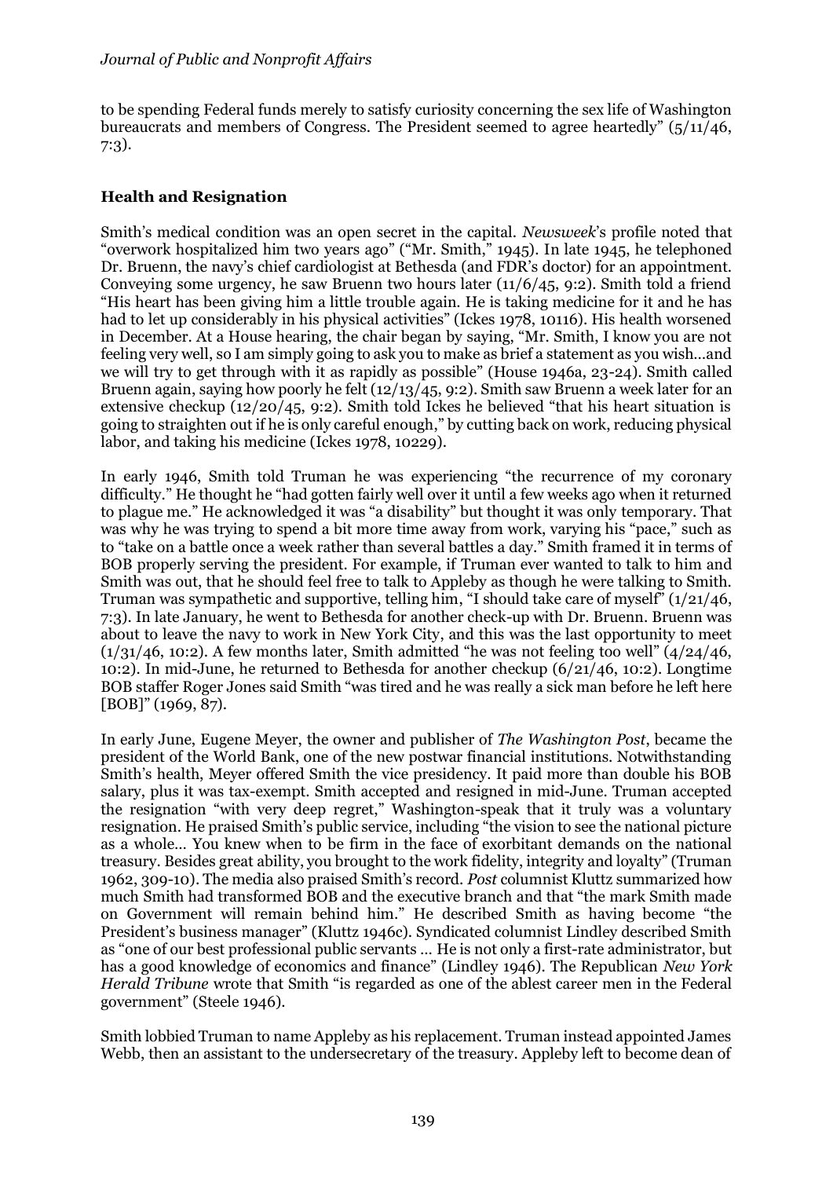to be spending Federal funds merely to satisfy curiosity concerning the sex life of Washington bureaucrats and members of Congress. The President seemed to agree heartedly" (5/11/46, 7:3).

## Health and Resignation

Smith's medical condition was an open secret in the capital. *Newsweek*'s profile noted that "overwork hospitalized him two years ago" ("Mr. Smith," 1945). In late 1945, he telephoned Dr. Bruenn, the navy's chief cardiologist at Bethesda (and FDR's doctor) for an appointment. Conveying some urgency, he saw Bruenn two hours later (11/6/45, 9:2). Smith told a friend "His heart has been giving him a little trouble again. He is taking medicine for it and he has had to let up considerably in his physical activities" (Ickes 1978, 10116). His health worsened in December. At a House hearing, the chair began by saying, "Mr. Smith, I know you are not feeling very well, so I am simply going to ask you to make as brief a statement as you wish…and we will try to get through with it as rapidly as possible" (House 1946a, 23-24). Smith called Bruenn again, saying how poorly he felt (12/13/45, 9:2). Smith saw Bruenn a week later for an extensive checkup (12/20/45, 9:2). Smith told Ickes he believed "that his heart situation is going to straighten out if he is only careful enough," by cutting back on work, reducing physical labor, and taking his medicine (Ickes 1978, 10229).

In early 1946, Smith told Truman he was experiencing "the recurrence of my coronary difficulty." He thought he "had gotten fairly well over it until a few weeks ago when it returned to plague me." He acknowledged it was "a disability" but thought it was only temporary. That was why he was trying to spend a bit more time away from work, varying his "pace," such as to "take on a battle once a week rather than several battles a day." Smith framed it in terms of BOB properly serving the president. For example, if Truman ever wanted to talk to him and Smith was out, that he should feel free to talk to Appleby as though he were talking to Smith. Truman was sympathetic and supportive, telling him, "I should take care of myself" (1/21/46, 7:3). In late January, he went to Bethesda for another check-up with Dr. Bruenn. Bruenn was about to leave the navy to work in New York City, and this was the last opportunity to meet (1/31/46, 10:2). A few months later, Smith admitted "he was not feeling too well" (4/24/46, 10:2). In mid-June, he returned to Bethesda for another checkup (6/21/46, 10:2). Longtime BOB staffer Roger Jones said Smith "was tired and he was really a sick man before he left here [BOB]" (1969, 87).

In early June, Eugene Meyer, the owner and publisher of *The Washington Post*, became the president of the World Bank, one of the new postwar financial institutions. Notwithstanding Smith's health, Meyer offered Smith the vice presidency. It paid more than double his BOB salary, plus it was tax-exempt. Smith accepted and resigned in mid-June. Truman accepted the resignation "with very deep regret," Washington-speak that it truly was a voluntary resignation. He praised Smith's public service, including "the vision to see the national picture as a whole… You knew when to be firm in the face of exorbitant demands on the national treasury. Besides great ability, you brought to the work fidelity, integrity and loyalty" (Truman 1962, 309-10). The media also praised Smith's record. *Post* columnist Kluttz summarized how much Smith had transformed BOB and the executive branch and that "the mark Smith made on Government will remain behind him." He described Smith as having become "the President's business manager" (Kluttz 1946c). Syndicated columnist Lindley described Smith as "one of our best professional public servants … He is not only a first-rate administrator, but has a good knowledge of economics and finance" (Lindley 1946). The Republican *New York Herald Tribune* wrote that Smith "is regarded as one of the ablest career men in the Federal government" (Steele 1946).

Smith lobbied Truman to name Appleby as his replacement. Truman instead appointed James Webb, then an assistant to the undersecretary of the treasury. Appleby left to become dean of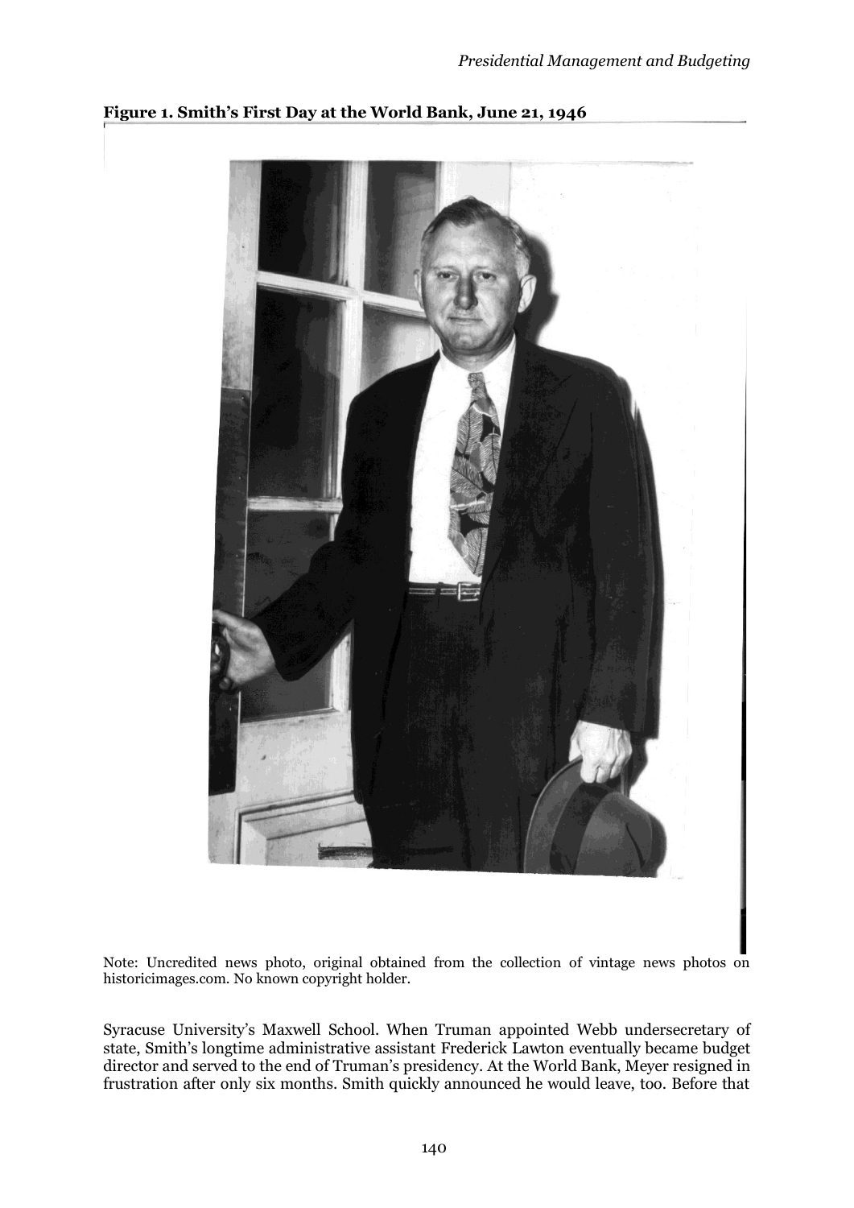**Figure 1. Smith's First Day at the World Bank, June 21, 1946**

Note: Uncredited news photo, original obtained from the collection of vintage news photos on historicimages.com. No known copyright holder.

Syracuse University's Maxwell School. When Truman appointed Webb undersecretary of state, Smith's longtime administrative assistant Frederick Lawton eventually became budget director and served to the end of Truman's presidency. At the World Bank, Meyer resigned in frustration after only six months. Smith quickly announced he would leave, too. Before that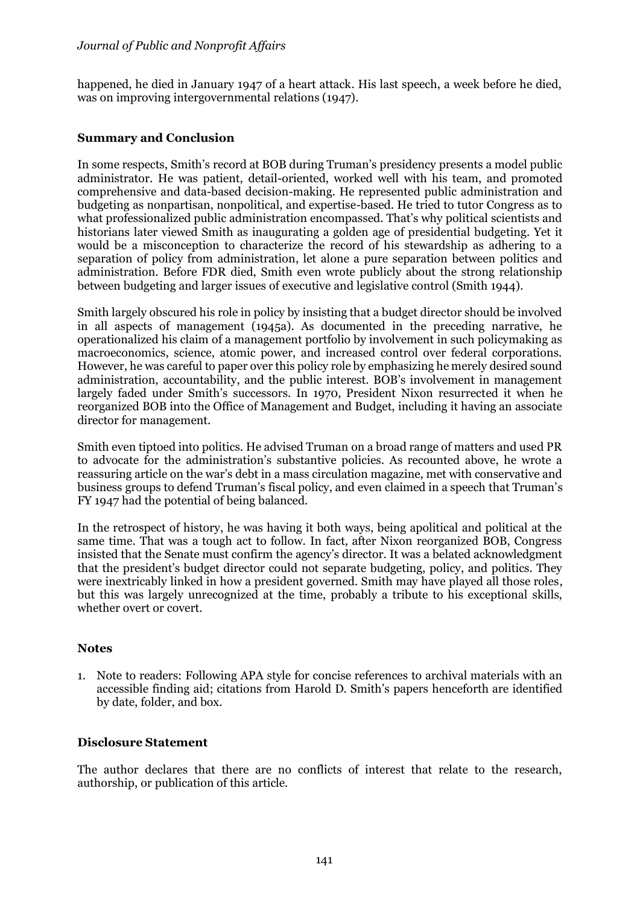happened, he died in January 1947 of a heart attack. His last speech, a week before he died, was on improving intergovernmental relations (1947).

## Summary and Conclusion

In some respects, Smith's record at BOB during Truman's presidency presents a model public administrator. He was patient, detail-oriented, worked well with his team, and promoted comprehensive and data-based decision-making. He represented public administration and budgeting as nonpartisan, nonpolitical, and expertise-based. He tried to tutor Congress as to what professionalized public administration encompassed. That's why political scientists and historians later viewed Smith as inaugurating a golden age of presidential budgeting. Yet it would be a misconception to characterize the record of his stewardship as adhering to a separation of policy from administration, let alone a pure separation between politics and administration. Before FDR died, Smith even wrote publicly about the strong relationship between budgeting and larger issues of executive and legislative control (Smith 1944).

Smith largely obscured his role in policy by insisting that a budget director should be involved in all aspects of management (1945a). As documented in the preceding narrative, he operationalized his claim of a management portfolio by involvement in such policymaking as macroeconomics, science, atomic power, and increased control over federal corporations. However, he was careful to paper over this policy role by emphasizing he merely desired sound administration, accountability, and the public interest. BOB's involvement in management largely faded under Smith's successors. In 1970, President Nixon resurrected it when he reorganized BOB into the Office of Management and Budget, including it having an associate director for management.

Smith even tiptoed into politics. He advised Truman on a broad range of matters and used PR to advocate for the administration's substantive policies. As recounted above, he wrote a reassuring article on the war's debt in a mass circulation magazine, met with conservative and business groups to defend Truman's fiscal policy, and even claimed in a speech that Truman's FY 1947 had the potential of being balanced.

In the retrospect of history, he was having it both ways, being apolitical and political at the same time. That was a tough act to follow. In fact, after Nixon reorganized BOB, Congress insisted that the Senate must confirm the agency's director. It was a belated acknowledgment that the president's budget director could not separate budgeting, policy, and politics. They were inextricably linked in how a president governed. Smith may have played all those roles, but this was largely unrecognized at the time, probably a tribute to his exceptional skills, whether overt or covert.

## Notes

1. Note to readers: Following APA style for concise references to archival materials with an accessible finding aid; citations from Harold D. Smith's papers henceforth are identified by date, folder, and box.

## Disclosure Statement

The author declares that there are no conflicts of interest that relate to the research, authorship, or publication of this article.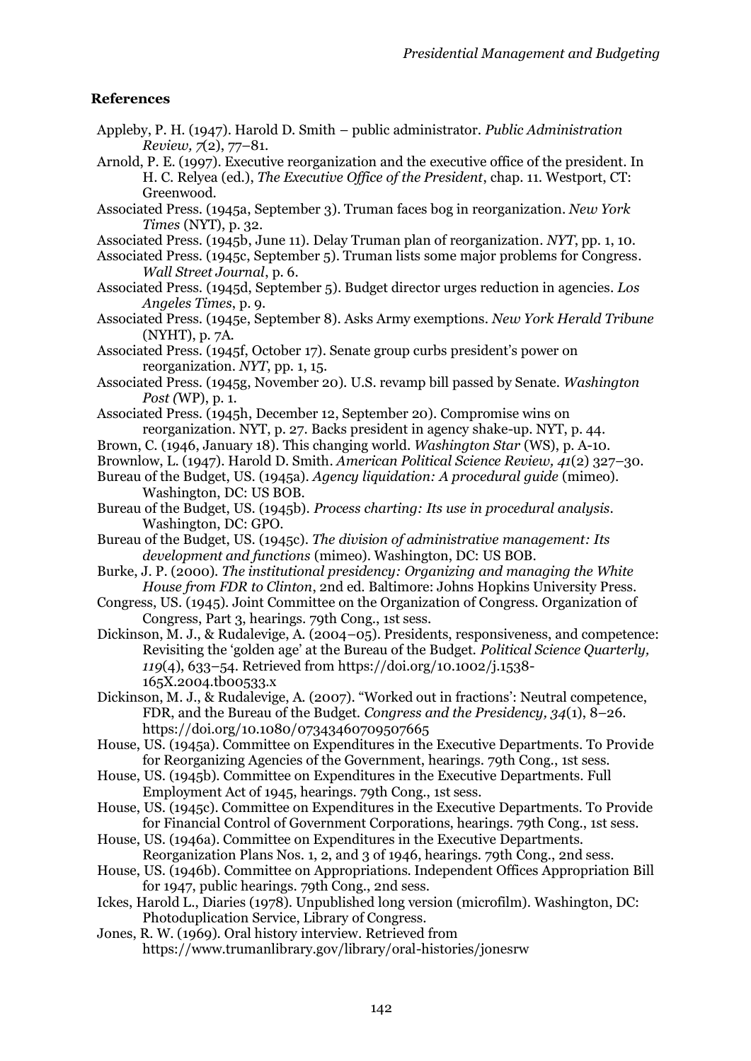## References

Appleby, P. H. (1947). Harold D. Smith – public administrator. *Public Administration Review, 7*(2), 77–81.

Arnold, P. E. (1997). Executive reorganization and the executive office of the president. In H. C. Relyea (ed.), *The Executive Office of the President*, chap. 11. Westport, CT: Greenwood.

Associated Press. (1945a, September 3). Truman faces bog in reorganization. *New York Times* (NYT), p. 32.

Associated Press. (1945b, June 11). Delay Truman plan of reorganization. *NYT*, pp. 1, 10.

Associated Press. (1945c, September 5). Truman lists some major problems for Congress. *Wall Street Journal*, p. 6.

Associated Press. (1945d, September 5). Budget director urges reduction in agencies. *Los Angeles Times*, p. 9.

Associated Press. (1945e, September 8). Asks Army exemptions. *New York Herald Tribune* (NYHT), p. 7A.

Associated Press. (1945f, October 17). Senate group curbs president's power on reorganization. *NYT*, pp. 1, 15.

Associated Press. (1945g, November 20). U.S. revamp bill passed by Senate. *Washington Post (*WP), p. 1.

Associated Press. (1945h, December 12, September 20). Compromise wins on reorganization. NYT, p. 27. Backs president in agency shake-up. NYT, p. 44.

Brown, C. (1946, January 18). This changing world. *Washington Star* (WS), p. A-10.

Brownlow, L. (1947). Harold D. Smith. *American Political Science Review, 41*(2) 327–30.

Bureau of the Budget, US. (1945a). *Agency liquidation: A procedural guide* (mimeo). Washington, DC: US BOB.

Bureau of the Budget, US. (1945b). *Process charting: Its use in procedural analysis*. Washington, DC: GPO.

Bureau of the Budget, US. (1945c). *The division of administrative management: Its development and functions* (mimeo). Washington, DC: US BOB.

Burke, J. P. (2000). *The institutional presidency: Organizing and managing the White House from FDR to Clinton*, 2nd ed. Baltimore: Johns Hopkins University Press.

Congress, US. (1945). Joint Committee on the Organization of Congress. Organization of Congress, Part 3, hearings. 79th Cong., 1st sess.

Dickinson, M. J., & Rudalevige, A. (2004–05). Presidents, responsiveness, and competence: Revisiting the 'golden age' at the Bureau of the Budget. *Political Science Quarterly, 119*(4), 633–54. Retrieved from https://doi.org/10.1002/j.1538-165X.2004.tb00533.x

Dickinson, M. J., & Rudalevige, A. (2007). "Worked out in fractions': Neutral competence, FDR, and the Bureau of the Budget. *Congress and the Presidency, 34*(1), 8–26. https://doi.org/10.1080/07343460709507665

House, US. (1945a). Committee on Expenditures in the Executive Departments. To Provide for Reorganizing Agencies of the Government, hearings. 79th Cong., 1st sess.

House, US. (1945b). Committee on Expenditures in the Executive Departments. Full Employment Act of 1945, hearings. 79th Cong., 1st sess.

House, US. (1945c). Committee on Expenditures in the Executive Departments. To Provide for Financial Control of Government Corporations, hearings. 79th Cong., 1st sess.

House, US. (1946a). Committee on Expenditures in the Executive Departments. Reorganization Plans Nos. 1, 2, and 3 of 1946, hearings. 79th Cong., 2nd sess.

House, US. (1946b). Committee on Appropriations. Independent Offices Appropriation Bill for 1947, public hearings. 79th Cong., 2nd sess.

Ickes, Harold L., Diaries (1978). Unpublished long version (microfilm). Washington, DC: Photoduplication Service, Library of Congress.

Jones, R. W. (1969). Oral history interview. Retrieved from https://www.trumanlibrary.gov/library/oral-histories/jonesrw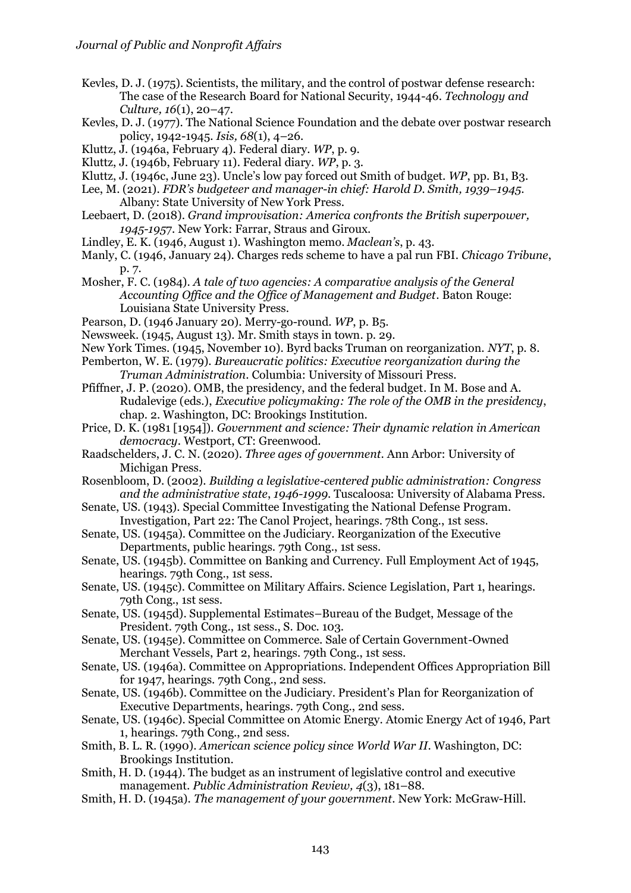Kevles, D. J. (1975). Scientists, the military, and the control of postwar defense research: The case of the Research Board for National Security, 1944-46. *Technology and Culture, 16*(1), 20–47.

Kevles, D. J. (1977). The National Science Foundation and the debate over postwar research policy, 1942-1945. *Isis, 68*(1), 4–26.

Kluttz, J. (1946a, February 4). Federal diary. *WP*, p. 9.

Kluttz, J. (1946b, February 11). Federal diary. *WP*, p. 3.

Kluttz, J. (1946c, June 23). Uncle's low pay forced out Smith of budget. *WP*, pp. B1, B3.

Lee, M. (2021). *FDR's budgeteer and manager-in chief: Harold D. Smith, 1939–1945*. Albany: State University of New York Press.

Leebaert, D. (2018). *Grand improvisation: America confronts the British superpower, 1945-1957*. New York: Farrar, Straus and Giroux.

Lindley, E. K. (1946, August 1). Washington memo. *Maclean's*, p. 43.

Manly, C. (1946, January 24). Charges reds scheme to have a pal run FBI. *Chicago Tribune*, p. 7.

Mosher, F. C. (1984). *A tale of two agencies: A comparative analysis of the General Accounting Office and the Office of Management and Budget*. Baton Rouge: Louisiana State University Press.

Pearson, D. (1946 January 20). Merry-go-round. *WP*, p. B5.

Newsweek. (1945, August 13). Mr. Smith stays in town. p. 29.

New York Times. (1945, November 10). Byrd backs Truman on reorganization. *NYT*, p. 8.

Pemberton, W. E. (1979). *Bureaucratic politics: Executive reorganization during the Truman Administration*. Columbia: University of Missouri Press.

Pfiffner, J. P. (2020). OMB, the presidency, and the federal budget. In M. Bose and A. Rudalevige (eds.), *Executive policymaking: The role of the OMB in the presidency*, chap. 2. Washington, DC: Brookings Institution.

Price, D. K. (1981 [1954]). *Government and science: Their dynamic relation in American democracy*. Westport, CT: Greenwood.

Raadschelders, J. C. N. (2020). *Three ages of government*. Ann Arbor: University of Michigan Press.

Rosenbloom, D. (2002). *Building a legislative-centered public administration: Congress and the administrative state, 1946-1999*. Tuscaloosa: University of Alabama Press.

Senate, US. (1943). Special Committee Investigating the National Defense Program. Investigation, Part 22: The Canol Project, hearings. 78th Cong., 1st sess.

Senate, US. (1945a). Committee on the Judiciary. Reorganization of the Executive Departments, public hearings. 79th Cong., 1st sess.

Senate, US. (1945b). Committee on Banking and Currency. Full Employment Act of 1945, hearings. 79th Cong., 1st sess.

Senate, US. (1945c). Committee on Military Affairs. Science Legislation, Part 1, hearings. 79th Cong., 1st sess.

Senate, US. (1945d). Supplemental Estimates–Bureau of the Budget, Message of the President. 79th Cong., 1st sess., S. Doc. 103.

Senate, US. (1945e). Committee on Commerce. Sale of Certain Government-Owned Merchant Vessels, Part 2, hearings. 79th Cong., 1st sess.

Senate, US. (1946a). Committee on Appropriations. Independent Offices Appropriation Bill for 1947, hearings. 79th Cong., 2nd sess.

Senate, US. (1946b). Committee on the Judiciary. President's Plan for Reorganization of Executive Departments, hearings. 79th Cong., 2nd sess.

Senate, US. (1946c). Special Committee on Atomic Energy. Atomic Energy Act of 1946, Part 1, hearings. 79th Cong., 2nd sess.

Smith, B. L. R. (1990). *American science policy since World War II*. Washington, DC: Brookings Institution.

Smith, H. D. (1944). The budget as an instrument of legislative control and executive management. *Public Administration Review, 4*(3), 181–88.

Smith, H. D. (1945a). *The management of your government*. New York: McGraw-Hill.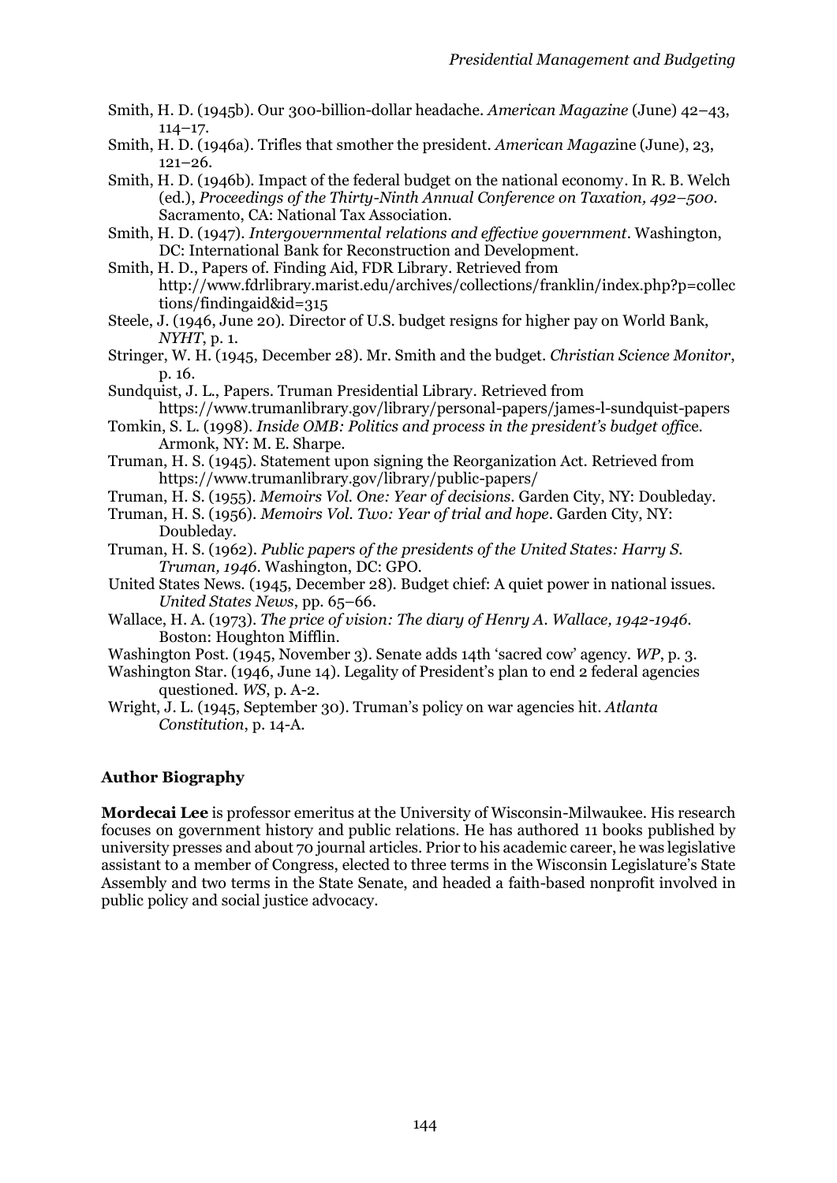Smith, H. D. (1945b). Our 300-billion-dollar headache. *American Magazine* (June) 42–43, 114–17.

Smith, H. D. (1946a). Trifles that smother the president. *American Magazine* (June), 23, 121–26.

Smith, H. D. (1946b). Impact of the federal budget on the national economy. In R. B. Welch (ed.), *Proceedings of the Thirty-Ninth Annual Conference on Taxation, 492–500*. Sacramento, CA: National Tax Association.

Smith, H. D. (1947). *Intergovernmental relations and effective government*. Washington, DC: International Bank for Reconstruction and Development.

Smith, H. D., Papers of. Finding Aid, FDR Library. Retrieved from http://www.fdrlibrary.marist.edu/archives/collections/franklin/index.php?p=collections/findingaid&id=315

Steele, J. (1946, June 20). Director of U.S. budget resigns for higher pay on World Bank, *NYHT*, p. 1.

Stringer, W. H. (1945, December 28). Mr. Smith and the budget. *Christian Science Monitor*, p. 16.

Sundquist, J. L., Papers. Truman Presidential Library. Retrieved from https://www.trumanlibrary.gov/library/personal-papers/james-l-sundquist-papers

Tomkin, S. L. (1998). *Inside OMB: Politics and process in the president's budget office*. Armonk, NY: M. E. Sharpe.

Truman, H. S. (1945). Statement upon signing the Reorganization Act. Retrieved from https://www.trumanlibrary.gov/library/public-papers/

Truman, H. S. (1955). *Memoirs Vol. One: Year of decisions*. Garden City, NY: Doubleday.

Truman, H. S. (1956). *Memoirs Vol. Two: Year of trial and hope*. Garden City, NY: Doubleday.

Truman, H. S. (1962). *Public papers of the presidents of the United States: Harry S. Truman, 1946*. Washington, DC: GPO.

United States News. (1945, December 28). Budget chief: A quiet power in national issues. *United States News*, pp. 65–66.

Wallace, H. A. (1973). *The price of vision: The diary of Henry A. Wallace, 1942-1946*. Boston: Houghton Mifflin.

Washington Post. (1945, November 3). Senate adds 14th 'sacred cow' agency. *WP*, p. 3.

Washington Star. (1946, June 14). Legality of President's plan to end 2 federal agencies questioned. *WS*, p. A-2.

Wright, J. L. (1945, September 30). Truman's policy on war agencies hit. *Atlanta Constitution*, p. 14-A.

## Author Biography

**Mordecai Lee** is professor emeritus at the University of Wisconsin-Milwaukee. His research focuses on government history and public relations. He has authored 11 books published by university presses and about 70 journal articles. Prior to his academic career, he was legislative assistant to a member of Congress, elected to three terms in the Wisconsin Legislature's State Assembly and two terms in the State Senate, and headed a faith-based nonprofit involved in public policy and social justice advocacy.